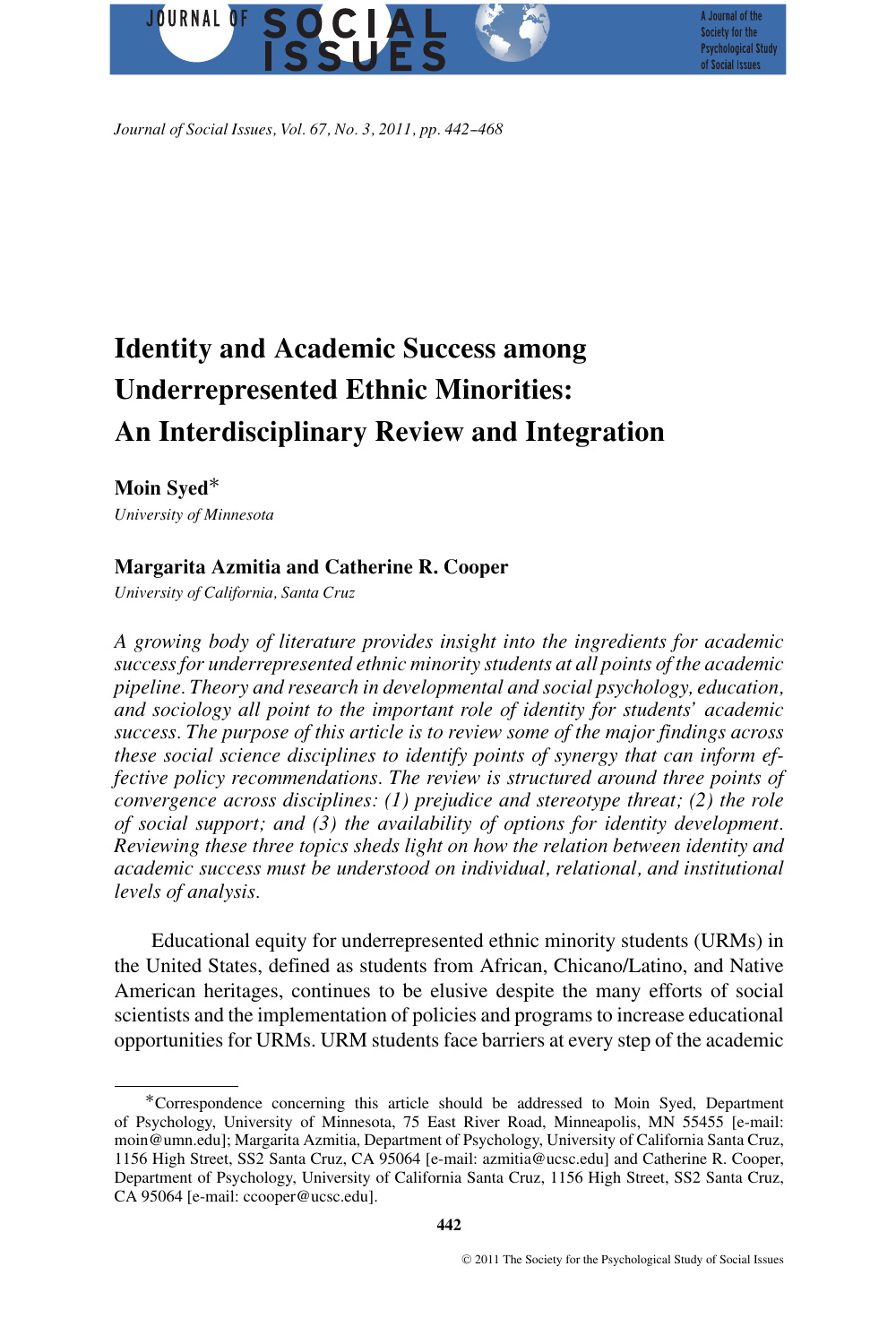# Identity and Academic Success among Underrepresented Ethnic Minorities: An Interdisciplinary Review and Integration

**Moin Syed***

*University of Minnesota*

**Margarita Azmitia and Catherine R. Cooper**

*University of California, Santa Cruz*

*A growing body of literature provides insight into the ingredients for academic success for underrepresented ethnic minority students at all points of the academic pipeline. Theory and research in developmental and social psychology, education, and sociology all point to the important role of identity for students' academic success. The purpose of this article is to review some of the major findings across these social science disciplines to identify points of synergy that can inform effective policy recommendations. The review is structured around three points of convergence across disciplines: (1) prejudice and stereotype threat; (2) the role of social support; and (3) the availability of options for identity development. Reviewing these three topics sheds light on how the relation between identity and academic success must be understood on individual, relational, and institutional levels of analysis.*

Educational equity for underrepresented ethnic minority students (URMs) in the United States, defined as students from African, Chicano/Latino, and Native American heritages, continues to be elusive despite the many efforts of social scientists and the implementation of policies and programs to increase educational opportunities for URMs. URM students face barriers at every step of the academic

*Correspondence concerning this article should be addressed to Moin Syed, Department of Psychology, University of Minnesota, 75 East River Road, Minneapolis, MN 55455 [e-mail: moin@umn.edu]; Margarita Azmitia, Department of Psychology, University of California Santa Cruz, 1156 High Street, SS2 Santa Cruz, CA 95064 [e-mail: azmitia@ucsc.edu] and Catherine R. Cooper, Department of Psychology, University of California Santa Cruz, 1156 High Street, SS2 Santa Cruz, CA 95064 [e-mail: ccooper@ucsc.edu].

© 2011 The Society for the Psychological Study of Social Issues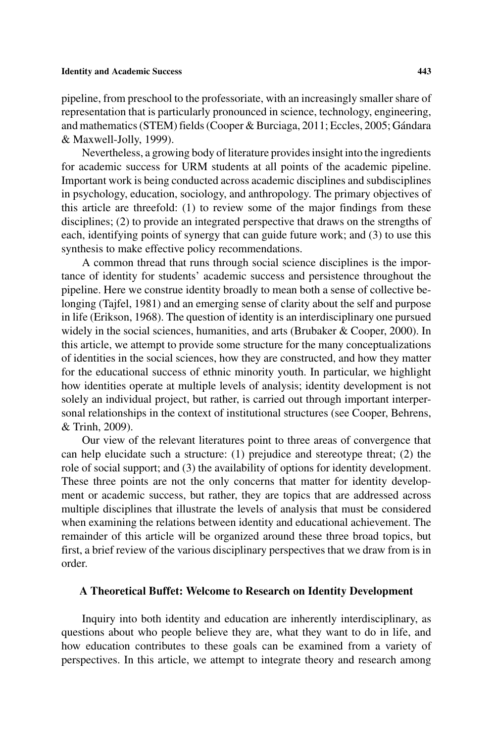pipeline, from preschool to the professoriate, with an increasingly smaller share of representation that is particularly pronounced in science, technology, engineering, and mathematics (STEM) fields (Cooper & Burciaga, 2011; Eccles, 2005; Gándara & Maxwell-Jolly, 1999).

Nevertheless, a growing body of literature provides insight into the ingredients for academic success for URM students at all points of the academic pipeline. Important work is being conducted across academic disciplines and subdisciplines in psychology, education, sociology, and anthropology. The primary objectives of this article are threefold: (1) to review some of the major findings from these disciplines; (2) to provide an integrated perspective that draws on the strengths of each, identifying points of synergy that can guide future work; and (3) to use this synthesis to make effective policy recommendations.

A common thread that runs through social science disciplines is the importance of identity for students' academic success and persistence throughout the pipeline. Here we construe identity broadly to mean both a sense of collective belonging (Tajfel, 1981) and an emerging sense of clarity about the self and purpose in life (Erikson, 1968). The question of identity is an interdisciplinary one pursued widely in the social sciences, humanities, and arts (Brubaker & Cooper, 2000). In this article, we attempt to provide some structure for the many conceptualizations of identities in the social sciences, how they are constructed, and how they matter for the educational success of ethnic minority youth. In particular, we highlight how identities operate at multiple levels of analysis; identity development is not solely an individual project, but rather, is carried out through important interpersonal relationships in the context of institutional structures (see Cooper, Behrens, & Trinh, 2009).

Our view of the relevant literatures point to three areas of convergence that can help elucidate such a structure: (1) prejudice and stereotype threat; (2) the role of social support; and (3) the availability of options for identity development. These three points are not the only concerns that matter for identity development or academic success, but rather, they are topics that are addressed across multiple disciplines that illustrate the levels of analysis that must be considered when examining the relations between identity and educational achievement. The remainder of this article will be organized around these three broad topics, but first, a brief review of the various disciplinary perspectives that we draw from is in order.

## A Theoretical Buffet: Welcome to Research on Identity Development

Inquiry into both identity and education are inherently interdisciplinary, as questions about who people believe they are, what they want to do in life, and how education contributes to these goals can be examined from a variety of perspectives. In this article, we attempt to integrate theory and research among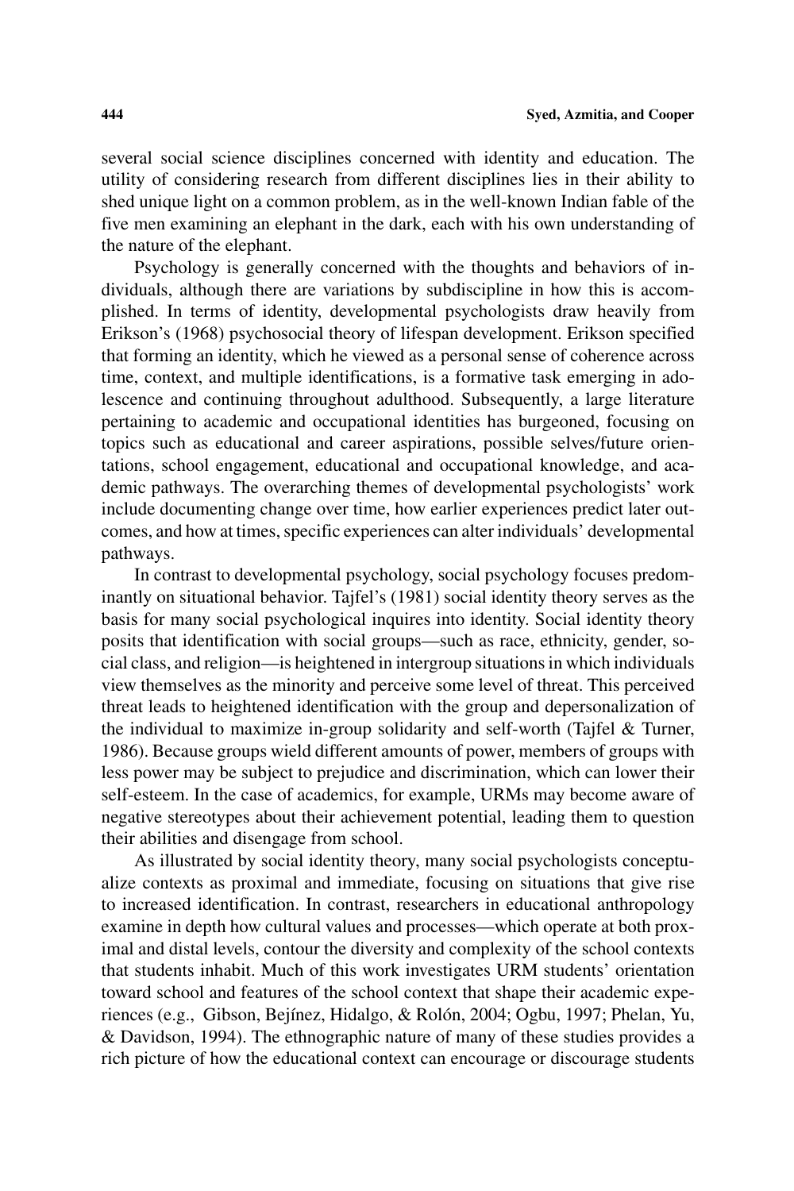several social science disciplines concerned with identity and education. The utility of considering research from different disciplines lies in their ability to shed unique light on a common problem, as in the well-known Indian fable of the five men examining an elephant in the dark, each with his own understanding of the nature of the elephant.

Psychology is generally concerned with the thoughts and behaviors of individuals, although there are variations by subdiscipline in how this is accomplished. In terms of identity, developmental psychologists draw heavily from Erikson's (1968) psychosocial theory of lifespan development. Erikson specified that forming an identity, which he viewed as a personal sense of coherence across time, context, and multiple identifications, is a formative task emerging in adolescence and continuing throughout adulthood. Subsequently, a large literature pertaining to academic and occupational identities has burgeoned, focusing on topics such as educational and career aspirations, possible selves/future orientations, school engagement, educational and occupational knowledge, and academic pathways. The overarching themes of developmental psychologists' work include documenting change over time, how earlier experiences predict later outcomes, and how at times, specific experiences can alter individuals' developmental pathways.

In contrast to developmental psychology, social psychology focuses predominantly on situational behavior. Tajfel's (1981) social identity theory serves as the basis for many social psychological inquires into identity. Social identity theory posits that identification with social groups—such as race, ethnicity, gender, social class, and religion—is heightened in intergroup situations in which individuals view themselves as the minority and perceive some level of threat. This perceived threat leads to heightened identification with the group and depersonalization of the individual to maximize in-group solidarity and self-worth (Tajfel & Turner, 1986). Because groups wield different amounts of power, members of groups with less power may be subject to prejudice and discrimination, which can lower their self-esteem. In the case of academics, for example, URMs may become aware of negative stereotypes about their achievement potential, leading them to question their abilities and disengage from school.

As illustrated by social identity theory, many social psychologists conceptualize contexts as proximal and immediate, focusing on situations that give rise to increased identification. In contrast, researchers in educational anthropology examine in depth how cultural values and processes—which operate at both proximal and distal levels, contour the diversity and complexity of the school contexts that students inhabit. Much of this work investigates URM students' orientation toward school and features of the school context that shape their academic experiences (e.g., Gibson, Bejínez, Hidalgo, & Rolón, 2004; Ogbu, 1997; Phelan, Yu, & Davidson, 1994). The ethnographic nature of many of these studies provides a rich picture of how the educational context can encourage or discourage students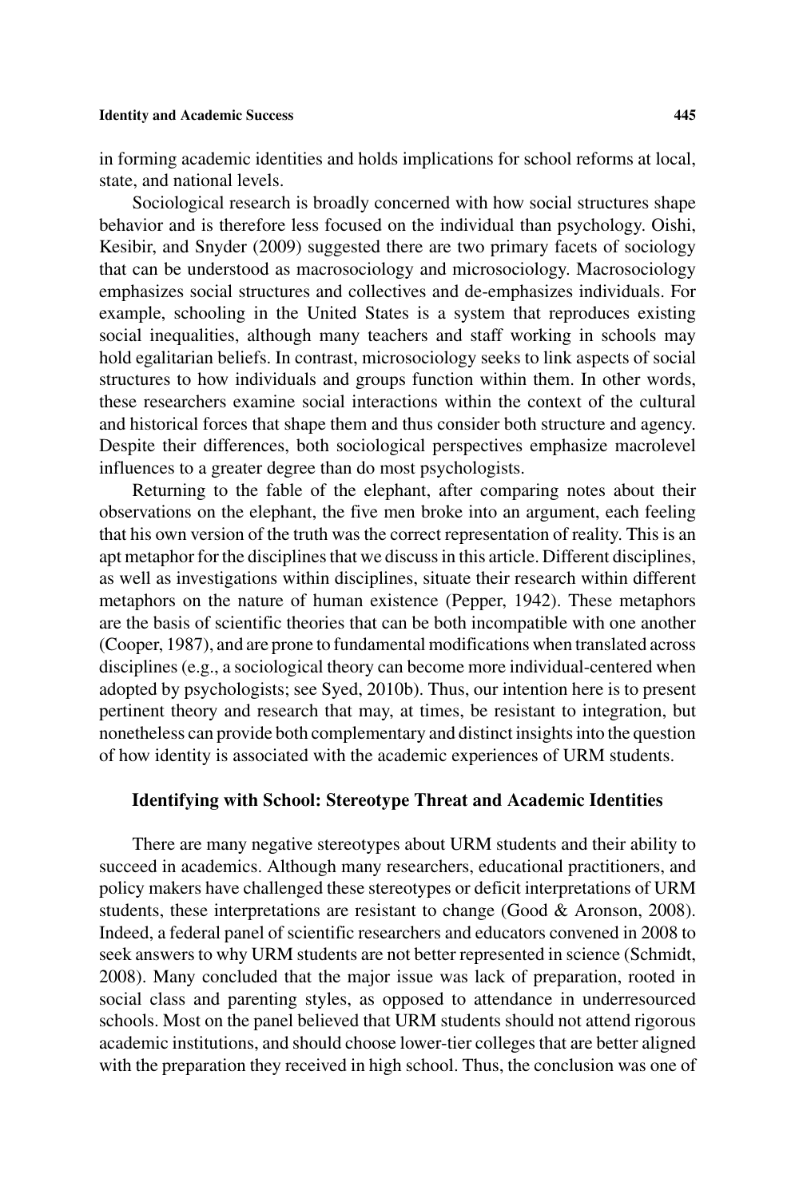in forming academic identities and holds implications for school reforms at local, state, and national levels.

Sociological research is broadly concerned with how social structures shape behavior and is therefore less focused on the individual than psychology. Oishi, Kesibir, and Snyder (2009) suggested there are two primary facets of sociology that can be understood as macrosociology and microsociology. Macrosociology emphasizes social structures and collectives and de-emphasizes individuals. For example, schooling in the United States is a system that reproduces existing social inequalities, although many teachers and staff working in schools may hold egalitarian beliefs. In contrast, microsociology seeks to link aspects of social structures to how individuals and groups function within them. In other words, these researchers examine social interactions within the context of the cultural and historical forces that shape them and thus consider both structure and agency. Despite their differences, both sociological perspectives emphasize macrolevel influences to a greater degree than do most psychologists.

Returning to the fable of the elephant, after comparing notes about their observations on the elephant, the five men broke into an argument, each feeling that his own version of the truth was the correct representation of reality. This is an apt metaphor for the disciplines that we discuss in this article. Different disciplines, as well as investigations within disciplines, situate their research within different metaphors on the nature of human existence (Pepper, 1942). These metaphors are the basis of scientific theories that can be both incompatible with one another (Cooper, 1987), and are prone to fundamental modifications when translated across disciplines (e.g., a sociological theory can become more individual-centered when adopted by psychologists; see Syed, 2010b). Thus, our intention here is to present pertinent theory and research that may, at times, be resistant to integration, but nonetheless can provide both complementary and distinct insights into the question of how identity is associated with the academic experiences of URM students.

### Identifying with School: Stereotype Threat and Academic Identities

There are many negative stereotypes about URM students and their ability to succeed in academics. Although many researchers, educational practitioners, and policy makers have challenged these stereotypes or deficit interpretations of URM students, these interpretations are resistant to change (Good & Aronson, 2008). Indeed, a federal panel of scientific researchers and educators convened in 2008 to seek answers to why URM students are not better represented in science (Schmidt, 2008). Many concluded that the major issue was lack of preparation, rooted in social class and parenting styles, as opposed to attendance in underresourced schools. Most on the panel believed that URM students should not attend rigorous academic institutions, and should choose lower-tier colleges that are better aligned with the preparation they received in high school. Thus, the conclusion was one of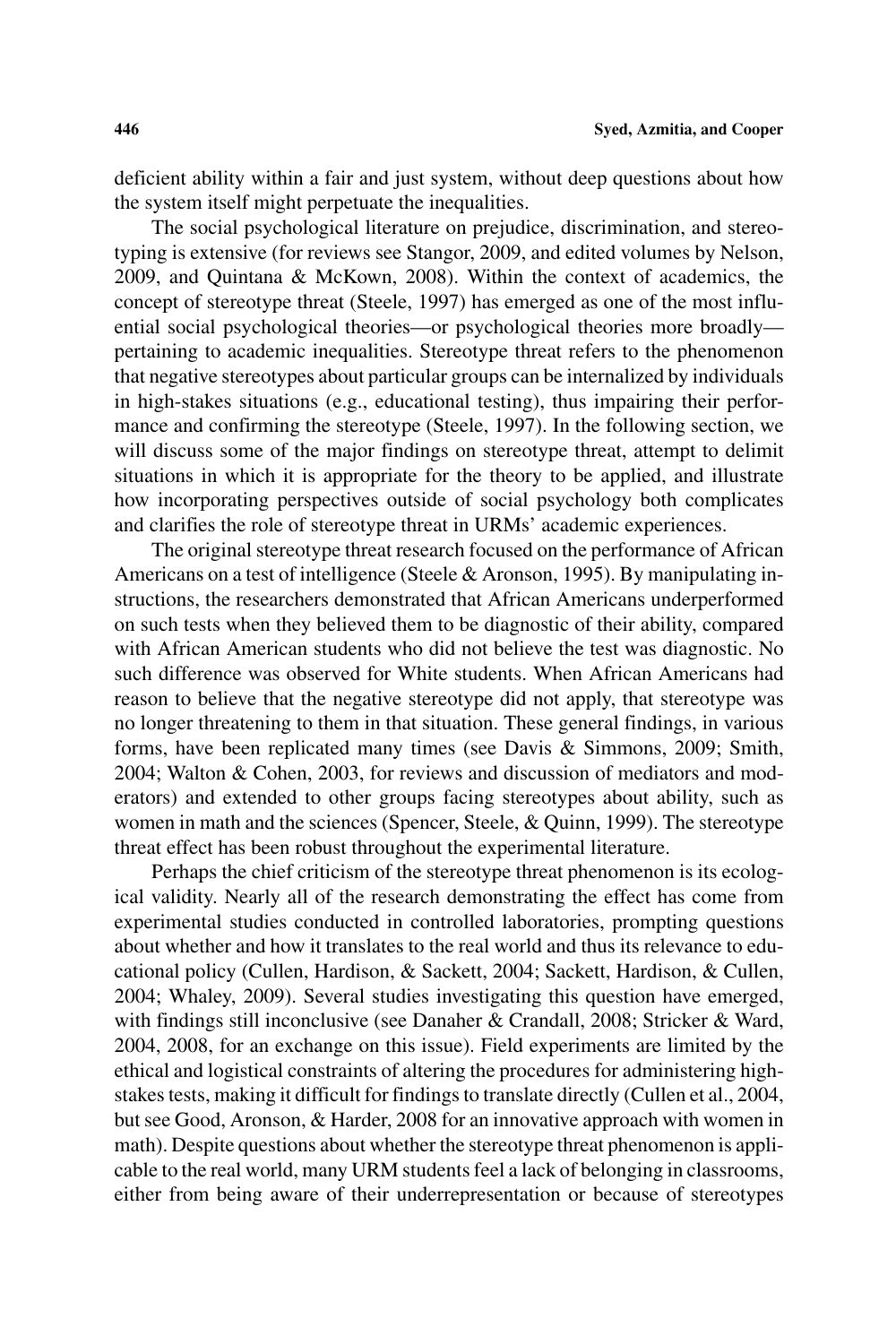deficient ability within a fair and just system, without deep questions about how the system itself might perpetuate the inequalities.

The social psychological literature on prejudice, discrimination, and stereotyping is extensive (for reviews see Stangor, 2009, and edited volumes by Nelson, 2009, and Quintana & McKown, 2008). Within the context of academics, the concept of stereotype threat (Steele, 1997) has emerged as one of the most influential social psychological theories—or psychological theories more broadly—pertaining to academic inequalities. Stereotype threat refers to the phenomenon that negative stereotypes about particular groups can be internalized by individuals in high-stakes situations (e.g., educational testing), thus impairing their performance and confirming the stereotype (Steele, 1997). In the following section, we will discuss some of the major findings on stereotype threat, attempt to delimit situations in which it is appropriate for the theory to be applied, and illustrate how incorporating perspectives outside of social psychology both complicates and clarifies the role of stereotype threat in URMs' academic experiences.

The original stereotype threat research focused on the performance of African Americans on a test of intelligence (Steele & Aronson, 1995). By manipulating instructions, the researchers demonstrated that African Americans underperformed on such tests when they believed them to be diagnostic of their ability, compared with African American students who did not believe the test was diagnostic. No such difference was observed for White students. When African Americans had reason to believe that the negative stereotype did not apply, that stereotype was no longer threatening to them in that situation. These general findings, in various forms, have been replicated many times (see Davis & Simmons, 2009; Smith, 2004; Walton & Cohen, 2003, for reviews and discussion of mediators and moderators) and extended to other groups facing stereotypes about ability, such as women in math and the sciences (Spencer, Steele, & Quinn, 1999). The stereotype threat effect has been robust throughout the experimental literature.

Perhaps the chief criticism of the stereotype threat phenomenon is its ecological validity. Nearly all of the research demonstrating the effect has come from experimental studies conducted in controlled laboratories, prompting questions about whether and how it translates to the real world and thus its relevance to educational policy (Cullen, Hardison, & Sackett, 2004; Sackett, Hardison, & Cullen, 2004; Whaley, 2009). Several studies investigating this question have emerged, with findings still inconclusive (see Danaher & Crandall, 2008; Stricker & Ward, 2004, 2008, for an exchange on this issue). Field experiments are limited by the ethical and logistical constraints of altering the procedures for administering high-stakes tests, making it difficult for findings to translate directly (Cullen et al., 2004, but see Good, Aronson, & Harder, 2008 for an innovative approach with women in math). Despite questions about whether the stereotype threat phenomenon is applicable to the real world, many URM students feel a lack of belonging in classrooms, either from being aware of their underrepresentation or because of stereotypes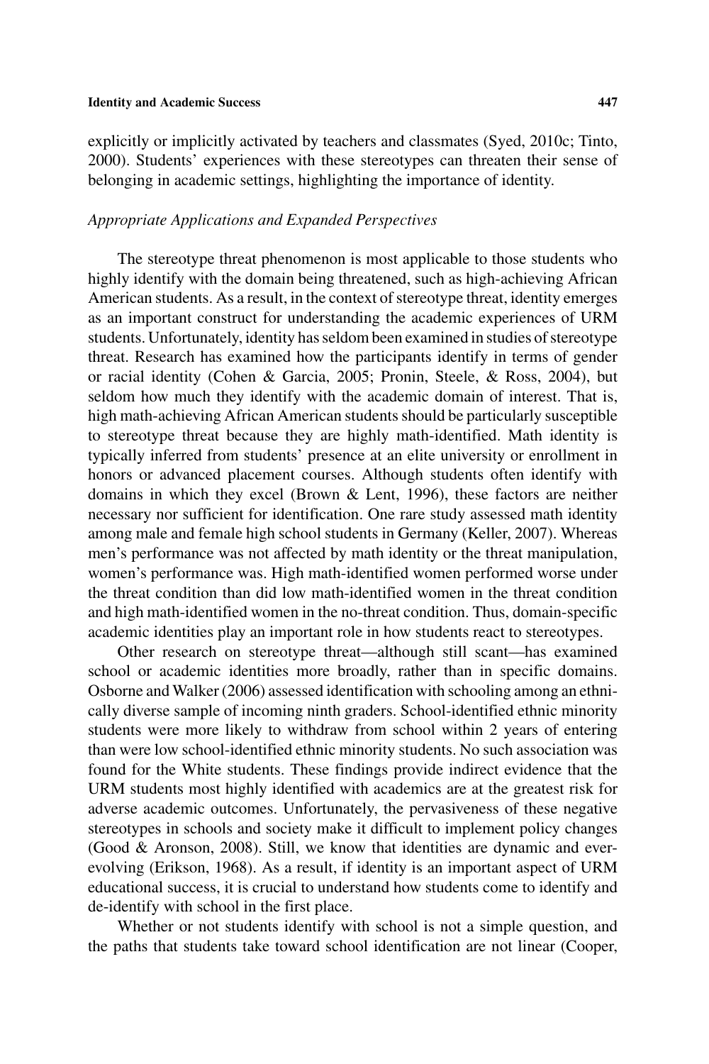explicitly or implicitly activated by teachers and classmates (Syed, 2010c; Tinto, 2000). Students' experiences with these stereotypes can threaten their sense of belonging in academic settings, highlighting the importance of identity.

### *Appropriate Applications and Expanded Perspectives*

The stereotype threat phenomenon is most applicable to those students who highly identify with the domain being threatened, such as high-achieving African American students. As a result, in the context of stereotype threat, identity emerges as an important construct for understanding the academic experiences of URM students. Unfortunately, identity has seldom been examined in studies of stereotype threat. Research has examined how the participants identify in terms of gender or racial identity (Cohen & Garcia, 2005; Pronin, Steele, & Ross, 2004), but seldom how much they identify with the academic domain of interest. That is, high math-achieving African American students should be particularly susceptible to stereotype threat because they are highly math-identified. Math identity is typically inferred from students' presence at an elite university or enrollment in honors or advanced placement courses. Although students often identify with domains in which they excel (Brown & Lent, 1996), these factors are neither necessary nor sufficient for identification. One rare study assessed math identity among male and female high school students in Germany (Keller, 2007). Whereas men's performance was not affected by math identity or the threat manipulation, women's performance was. High math-identified women performed worse under the threat condition than did low math-identified women in the threat condition and high math-identified women in the no-threat condition. Thus, domain-specific academic identities play an important role in how students react to stereotypes.

Other research on stereotype threat—although still scant—has examined school or academic identities more broadly, rather than in specific domains. Osborne and Walker (2006) assessed identification with schooling among an ethnically diverse sample of incoming ninth graders. School-identified ethnic minority students were more likely to withdraw from school within 2 years of entering than were low school-identified ethnic minority students. No such association was found for the White students. These findings provide indirect evidence that the URM students most highly identified with academics are at the greatest risk for adverse academic outcomes. Unfortunately, the pervasiveness of these negative stereotypes in schools and society make it difficult to implement policy changes (Good & Aronson, 2008). Still, we know that identities are dynamic and ever-evolving (Erikson, 1968). As a result, if identity is an important aspect of URM educational success, it is crucial to understand how students come to identify and de-identify with school in the first place.

Whether or not students identify with school is not a simple question, and the paths that students take toward school identification are not linear (Cooper,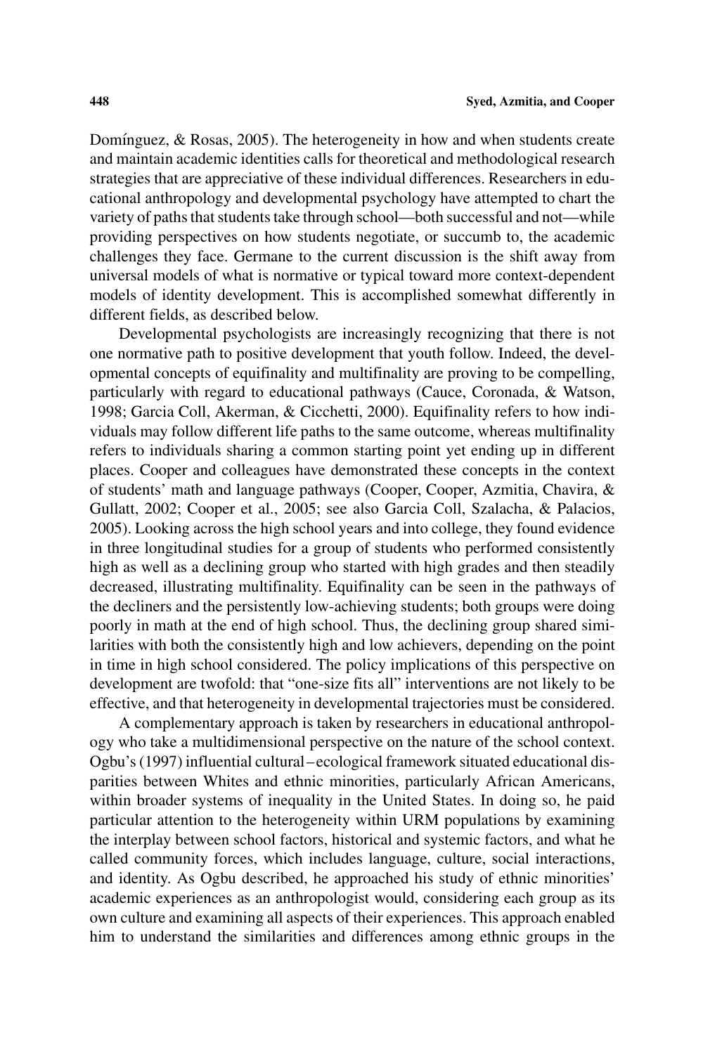Domínguez, & Rosas, 2005). The heterogeneity in how and when students create and maintain academic identities calls for theoretical and methodological research strategies that are appreciative of these individual differences. Researchers in educational anthropology and developmental psychology have attempted to chart the variety of paths that students take through school—both successful and not—while providing perspectives on how students negotiate, or succumb to, the academic challenges they face. Germane to the current discussion is the shift away from universal models of what is normative or typical toward more context-dependent models of identity development. This is accomplished somewhat differently in different fields, as described below.

Developmental psychologists are increasingly recognizing that there is not one normative path to positive development that youth follow. Indeed, the developmental concepts of equifinality and multifinality are proving to be compelling, particularly with regard to educational pathways (Cauce, Coronada, & Watson, 1998; Garcia Coll, Akerman, & Cicchetti, 2000). Equifinality refers to how individuals may follow different life paths to the same outcome, whereas multifinality refers to individuals sharing a common starting point yet ending up in different places. Cooper and colleagues have demonstrated these concepts in the context of students' math and language pathways (Cooper, Cooper, Azmitia, Chavira, & Gullatt, 2002; Cooper et al., 2005; see also Garcia Coll, Szalacha, & Palacios, 2005). Looking across the high school years and into college, they found evidence in three longitudinal studies for a group of students who performed consistently high as well as a declining group who started with high grades and then steadily decreased, illustrating multifinality. Equifinality can be seen in the pathways of the decliners and the persistently low-achieving students; both groups were doing poorly in math at the end of high school. Thus, the declining group shared similarities with both the consistently high and low achievers, depending on the point in time in high school considered. The policy implications of this perspective on development are twofold: that "one-size fits all" interventions are not likely to be effective, and that heterogeneity in developmental trajectories must be considered.

A complementary approach is taken by researchers in educational anthropology who take a multidimensional perspective on the nature of the school context. Ogbu's (1997) influential cultural–ecological framework situated educational disparities between Whites and ethnic minorities, particularly African Americans, within broader systems of inequality in the United States. In doing so, he paid particular attention to the heterogeneity within URM populations by examining the interplay between school factors, historical and systemic factors, and what he called community forces, which includes language, culture, social interactions, and identity. As Ogbu described, he approached his study of ethnic minorities' academic experiences as an anthropologist would, considering each group as its own culture and examining all aspects of their experiences. This approach enabled him to understand the similarities and differences among ethnic groups in the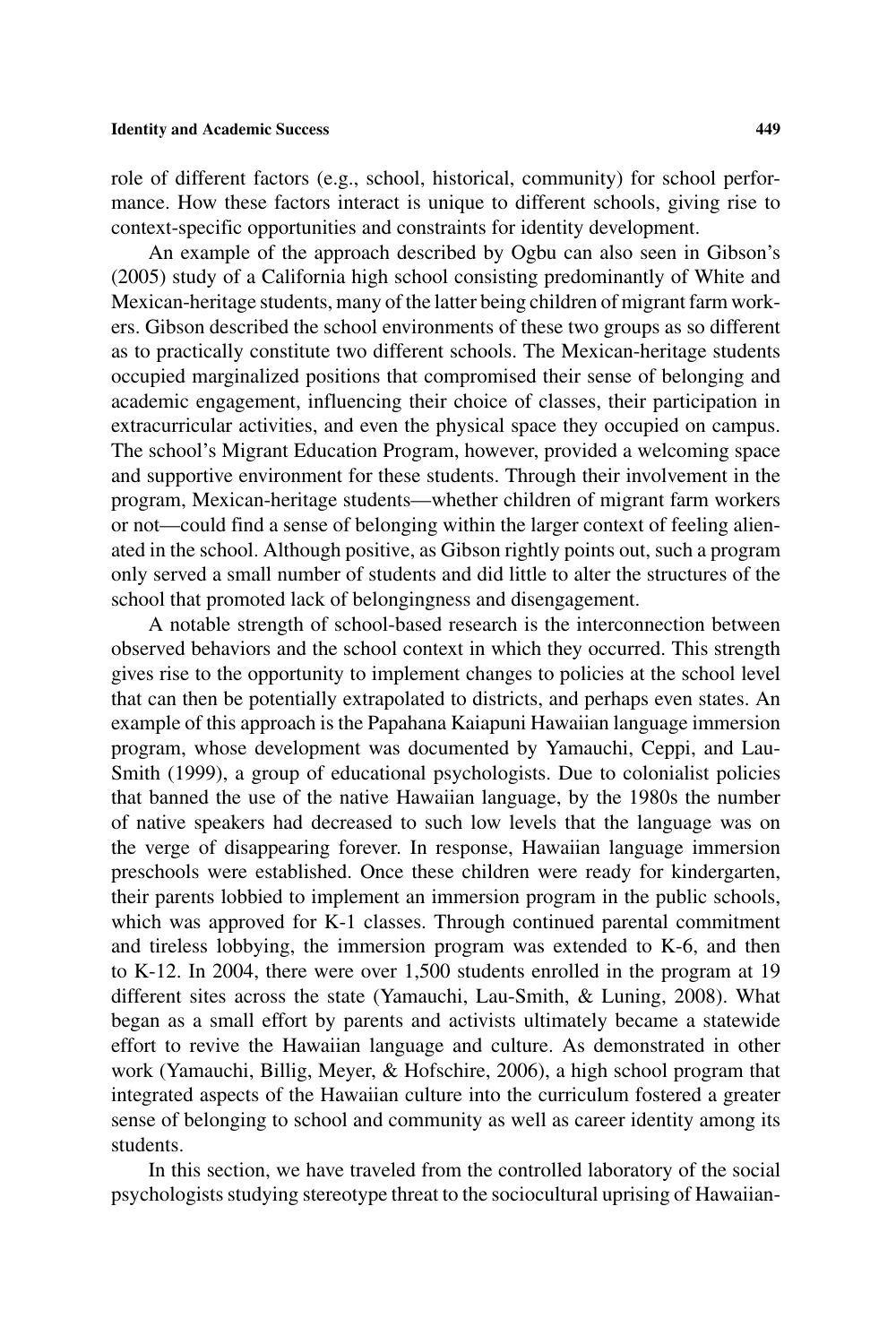role of different factors (e.g., school, historical, community) for school performance. How these factors interact is unique to different schools, giving rise to context-specific opportunities and constraints for identity development.

An example of the approach described by Ogbu can also seen in Gibson's (2005) study of a California high school consisting predominantly of White and Mexican-heritage students, many of the latter being children of migrant farm workers. Gibson described the school environments of these two groups as so different as to practically constitute two different schools. The Mexican-heritage students occupied marginalized positions that compromised their sense of belonging and academic engagement, influencing their choice of classes, their participation in extracurricular activities, and even the physical space they occupied on campus. The school's Migrant Education Program, however, provided a welcoming space and supportive environment for these students. Through their involvement in the program, Mexican-heritage students—whether children of migrant farm workers or not—could find a sense of belonging within the larger context of feeling alienated in the school. Although positive, as Gibson rightly points out, such a program only served a small number of students and did little to alter the structures of the school that promoted lack of belongingness and disengagement.

A notable strength of school-based research is the interconnection between observed behaviors and the school context in which they occurred. This strength gives rise to the opportunity to implement changes to policies at the school level that can then be potentially extrapolated to districts, and perhaps even states. An example of this approach is the Papahana Kaiapuni Hawaiian language immersion program, whose development was documented by Yamauchi, Ceppi, and Lau-Smith (1999), a group of educational psychologists. Due to colonialist policies that banned the use of the native Hawaiian language, by the 1980s the number of native speakers had decreased to such low levels that the language was on the verge of disappearing forever. In response, Hawaiian language immersion preschools were established. Once these children were ready for kindergarten, their parents lobbied to implement an immersion program in the public schools, which was approved for K-1 classes. Through continued parental commitment and tireless lobbying, the immersion program was extended to K-6, and then to K-12. In 2004, there were over 1,500 students enrolled in the program at 19 different sites across the state (Yamauchi, Lau-Smith, & Luning, 2008). What began as a small effort by parents and activists ultimately became a statewide effort to revive the Hawaiian language and culture. As demonstrated in other work (Yamauchi, Billig, Meyer, & Hofschire, 2006), a high school program that integrated aspects of the Hawaiian culture into the curriculum fostered a greater sense of belonging to school and community as well as career identity among its students.

In this section, we have traveled from the controlled laboratory of the social psychologists studying stereotype threat to the sociocultural uprising of Hawaiian-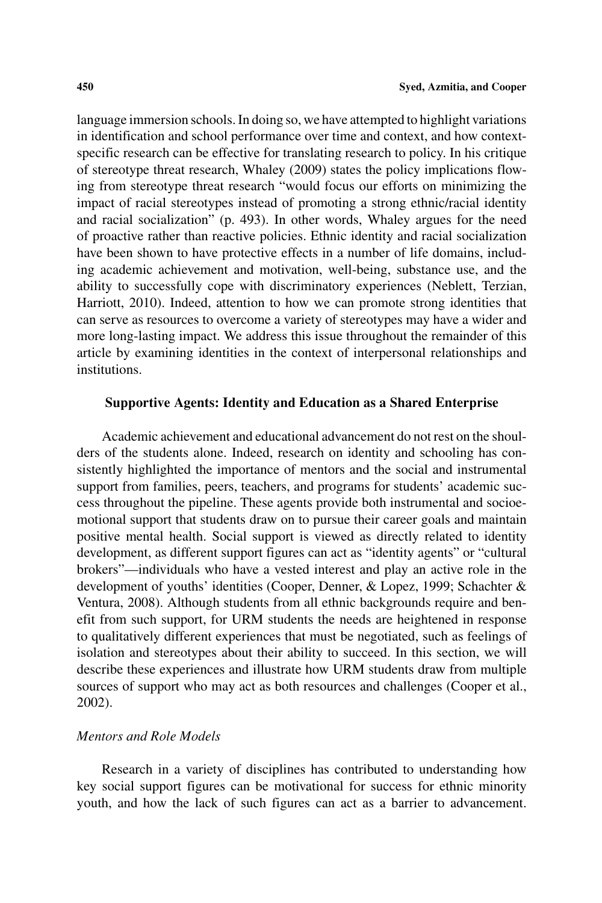language immersion schools. In doing so, we have attempted to highlight variations in identification and school performance over time and context, and how context-specific research can be effective for translating research to policy. In his critique of stereotype threat research, Whaley (2009) states the policy implications flowing from stereotype threat research "would focus our efforts on minimizing the impact of racial stereotypes instead of promoting a strong ethnic/racial identity and racial socialization" (p. 493). In other words, Whaley argues for the need of proactive rather than reactive policies. Ethnic identity and racial socialization have been shown to have protective effects in a number of life domains, including academic achievement and motivation, well-being, substance use, and the ability to successfully cope with discriminatory experiences (Neblett, Terzian, Harriott, 2010). Indeed, attention to how we can promote strong identities that can serve as resources to overcome a variety of stereotypes may have a wider and more long-lasting impact. We address this issue throughout the remainder of this article by examining identities in the context of interpersonal relationships and institutions.

## Supportive Agents: Identity and Education as a Shared Enterprise

Academic achievement and educational advancement do not rest on the shoulders of the students alone. Indeed, research on identity and schooling has consistently highlighted the importance of mentors and the social and instrumental support from families, peers, teachers, and programs for students' academic success throughout the pipeline. These agents provide both instrumental and socioemotional support that students draw on to pursue their career goals and maintain positive mental health. Social support is viewed as directly related to identity development, as different support figures can act as "identity agents" or "cultural brokers"—individuals who have a vested interest and play an active role in the development of youths' identities (Cooper, Denner, & Lopez, 1999; Schachter & Ventura, 2008). Although students from all ethnic backgrounds require and benefit from such support, for URM students the needs are heightened in response to qualitatively different experiences that must be negotiated, such as feelings of isolation and stereotypes about their ability to succeed. In this section, we will describe these experiences and illustrate how URM students draw from multiple sources of support who may act as both resources and challenges (Cooper et al., 2002).

### *Mentors and Role Models*

Research in a variety of disciplines has contributed to understanding how key social support figures can be motivational for success for ethnic minority youth, and how the lack of such figures can act as a barrier to advancement.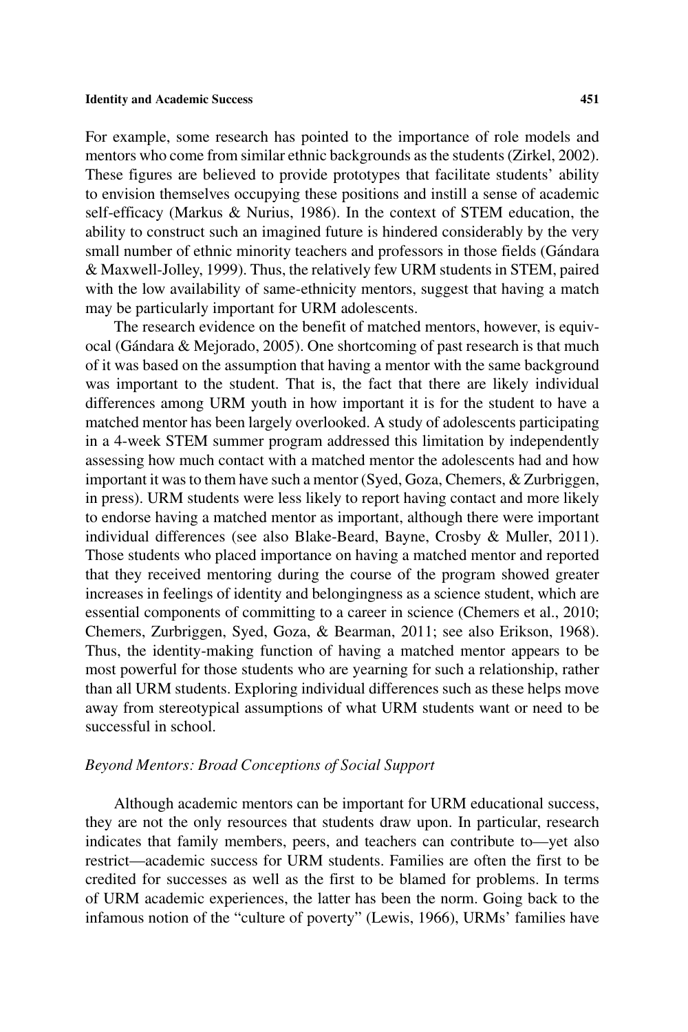For example, some research has pointed to the importance of role models and mentors who come from similar ethnic backgrounds as the students (Zirkel, 2002). These figures are believed to provide prototypes that facilitate students' ability to envision themselves occupying these positions and instill a sense of academic self-efficacy (Markus & Nurius, 1986). In the context of STEM education, the ability to construct such an imagined future is hindered considerably by the very small number of ethnic minority teachers and professors in those fields (Gándara & Maxwell-Jolley, 1999). Thus, the relatively few URM students in STEM, paired with the low availability of same-ethnicity mentors, suggest that having a match may be particularly important for URM adolescents.

The research evidence on the benefit of matched mentors, however, is equivocal (Gándara & Mejorado, 2005). One shortcoming of past research is that much of it was based on the assumption that having a mentor with the same background was important to the student. That is, the fact that there are likely individual differences among URM youth in how important it is for the student to have a matched mentor has been largely overlooked. A study of adolescents participating in a 4-week STEM summer program addressed this limitation by independently assessing how much contact with a matched mentor the adolescents had and how important it was to them have such a mentor (Syed, Goza, Chemers, & Zurbriggen, in press). URM students were less likely to report having contact and more likely to endorse having a matched mentor as important, although there were important individual differences (see also Blake-Beard, Bayne, Crosby & Muller, 2011). Those students who placed importance on having a matched mentor and reported that they received mentoring during the course of the program showed greater increases in feelings of identity and belongingness as a science student, which are essential components of committing to a career in science (Chemers et al., 2010; Chemers, Zurbriggen, Syed, Goza, & Bearman, 2011; see also Erikson, 1968). Thus, the identity-making function of having a matched mentor appears to be most powerful for those students who are yearning for such a relationship, rather than all URM students. Exploring individual differences such as these helps move away from stereotypical assumptions of what URM students want or need to be successful in school.

### *Beyond Mentors: Broad Conceptions of Social Support*

Although academic mentors can be important for URM educational success, they are not the only resources that students draw upon. In particular, research indicates that family members, peers, and teachers can contribute to—yet also restrict—academic success for URM students. Families are often the first to be credited for successes as well as the first to be blamed for problems. In terms of URM academic experiences, the latter has been the norm. Going back to the infamous notion of the "culture of poverty" (Lewis, 1966), URMs' families have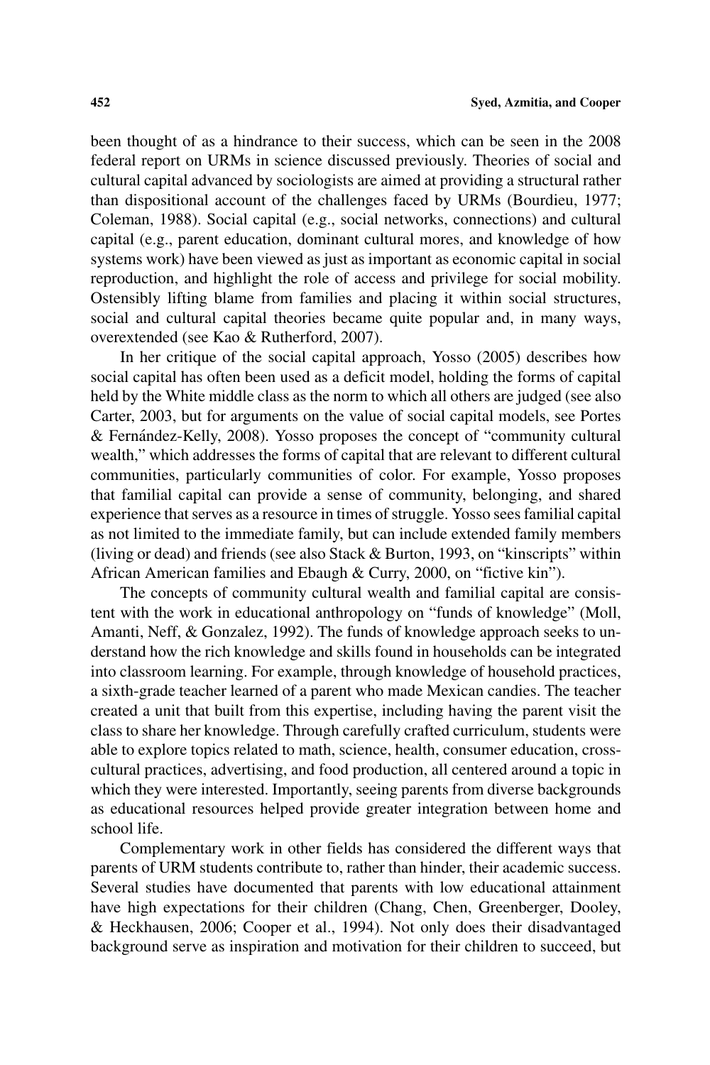been thought of as a hindrance to their success, which can be seen in the 2008 federal report on URMs in science discussed previously. Theories of social and cultural capital advanced by sociologists are aimed at providing a structural rather than dispositional account of the challenges faced by URMs (Bourdieu, 1977; Coleman, 1988). Social capital (e.g., social networks, connections) and cultural capital (e.g., parent education, dominant cultural mores, and knowledge of how systems work) have been viewed as just as important as economic capital in social reproduction, and highlight the role of access and privilege for social mobility. Ostensibly lifting blame from families and placing it within social structures, social and cultural capital theories became quite popular and, in many ways, overextended (see Kao & Rutherford, 2007).

In her critique of the social capital approach, Yosso (2005) describes how social capital has often been used as a deficit model, holding the forms of capital held by the White middle class as the norm to which all others are judged (see also Carter, 2003, but for arguments on the value of social capital models, see Portes & Fernández-Kelly, 2008). Yosso proposes the concept of "community cultural wealth," which addresses the forms of capital that are relevant to different cultural communities, particularly communities of color. For example, Yosso proposes that familial capital can provide a sense of community, belonging, and shared experience that serves as a resource in times of struggle. Yosso sees familial capital as not limited to the immediate family, but can include extended family members (living or dead) and friends (see also Stack & Burton, 1993, on "kinscripts" within African American families and Ebaugh & Curry, 2000, on "fictive kin").

The concepts of community cultural wealth and familial capital are consistent with the work in educational anthropology on "funds of knowledge" (Moll, Amanti, Neff, & Gonzalez, 1992). The funds of knowledge approach seeks to understand how the rich knowledge and skills found in households can be integrated into classroom learning. For example, through knowledge of household practices, a sixth-grade teacher learned of a parent who made Mexican candies. The teacher created a unit that built from this expertise, including having the parent visit the class to share her knowledge. Through carefully crafted curriculum, students were able to explore topics related to math, science, health, consumer education, cross-cultural practices, advertising, and food production, all centered around a topic in which they were interested. Importantly, seeing parents from diverse backgrounds as educational resources helped provide greater integration between home and school life.

Complementary work in other fields has considered the different ways that parents of URM students contribute to, rather than hinder, their academic success. Several studies have documented that parents with low educational attainment have high expectations for their children (Chang, Chen, Greenberger, Dooley, & Heckhausen, 2006; Cooper et al., 1994). Not only does their disadvantaged background serve as inspiration and motivation for their children to succeed, but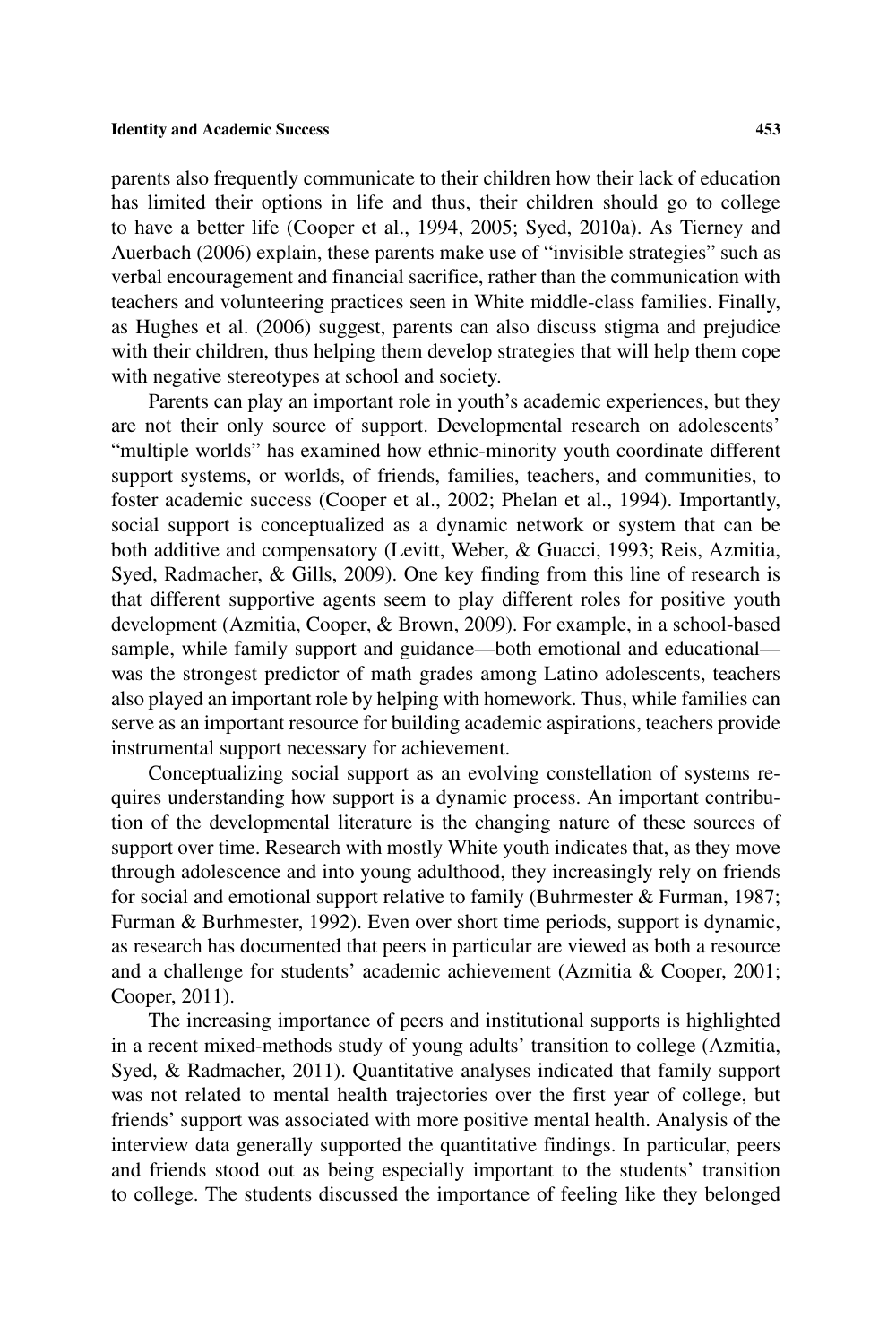parents also frequently communicate to their children how their lack of education has limited their options in life and thus, their children should go to college to have a better life (Cooper et al., 1994, 2005; Syed, 2010a). As Tierney and Auerbach (2006) explain, these parents make use of "invisible strategies" such as verbal encouragement and financial sacrifice, rather than the communication with teachers and volunteering practices seen in White middle-class families. Finally, as Hughes et al. (2006) suggest, parents can also discuss stigma and prejudice with their children, thus helping them develop strategies that will help them cope with negative stereotypes at school and society.

Parents can play an important role in youth's academic experiences, but they are not their only source of support. Developmental research on adolescents' "multiple worlds" has examined how ethnic-minority youth coordinate different support systems, or worlds, of friends, families, teachers, and communities, to foster academic success (Cooper et al., 2002; Phelan et al., 1994). Importantly, social support is conceptualized as a dynamic network or system that can be both additive and compensatory (Levitt, Weber, & Guacci, 1993; Reis, Azmitia, Syed, Radmacher, & Gills, 2009). One key finding from this line of research is that different supportive agents seem to play different roles for positive youth development (Azmitia, Cooper, & Brown, 2009). For example, in a school-based sample, while family support and guidance—both emotional and educational—was the strongest predictor of math grades among Latino adolescents, teachers also played an important role by helping with homework. Thus, while families can serve as an important resource for building academic aspirations, teachers provide instrumental support necessary for achievement.

Conceptualizing social support as an evolving constellation of systems requires understanding how support is a dynamic process. An important contribution of the developmental literature is the changing nature of these sources of support over time. Research with mostly White youth indicates that, as they move through adolescence and into young adulthood, they increasingly rely on friends for social and emotional support relative to family (Buhrmester & Furman, 1987; Furman & Burhmester, 1992). Even over short time periods, support is dynamic, as research has documented that peers in particular are viewed as both a resource and a challenge for students' academic achievement (Azmitia & Cooper, 2001; Cooper, 2011).

The increasing importance of peers and institutional supports is highlighted in a recent mixed-methods study of young adults' transition to college (Azmitia, Syed, & Radmacher, 2011). Quantitative analyses indicated that family support was not related to mental health trajectories over the first year of college, but friends' support was associated with more positive mental health. Analysis of the interview data generally supported the quantitative findings. In particular, peers and friends stood out as being especially important to the students' transition to college. The students discussed the importance of feeling like they belonged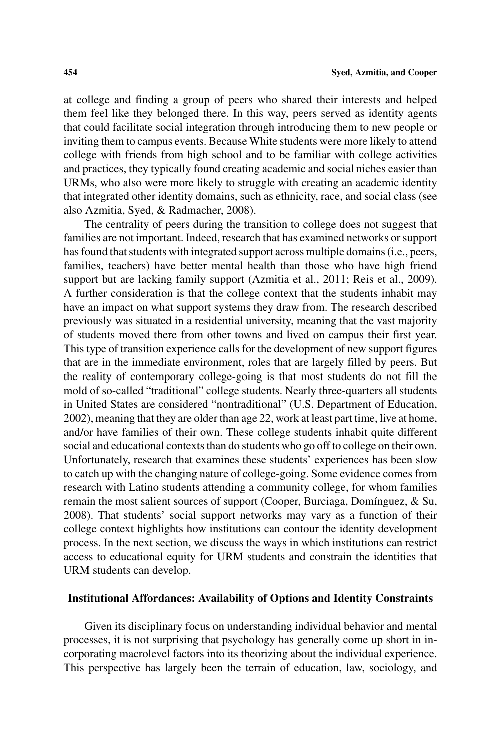at college and finding a group of peers who shared their interests and helped them feel like they belonged there. In this way, peers served as identity agents that could facilitate social integration through introducing them to new people or inviting them to campus events. Because White students were more likely to attend college with friends from high school and to be familiar with college activities and practices, they typically found creating academic and social niches easier than URMs, who also were more likely to struggle with creating an academic identity that integrated other identity domains, such as ethnicity, race, and social class (see also Azmitia, Syed, & Radmacher, 2008).

The centrality of peers during the transition to college does not suggest that families are not important. Indeed, research that has examined networks or support has found that students with integrated support across multiple domains (i.e., peers, families, teachers) have better mental health than those who have high friend support but are lacking family support (Azmitia et al., 2011; Reis et al., 2009). A further consideration is that the college context that the students inhabit may have an impact on what support systems they draw from. The research described previously was situated in a residential university, meaning that the vast majority of students moved there from other towns and lived on campus their first year. This type of transition experience calls for the development of new support figures that are in the immediate environment, roles that are largely filled by peers. But the reality of contemporary college-going is that most students do not fill the mold of so-called "traditional" college students. Nearly three-quarters all students in United States are considered "nontraditional" (U.S. Department of Education, 2002), meaning that they are older than age 22, work at least part time, live at home, and/or have families of their own. These college students inhabit quite different social and educational contexts than do students who go off to college on their own. Unfortunately, research that examines these students' experiences has been slow to catch up with the changing nature of college-going. Some evidence comes from research with Latino students attending a community college, for whom families remain the most salient sources of support (Cooper, Burciaga, Domínguez, & Su, 2008). That students' social support networks may vary as a function of their college context highlights how institutions can contour the identity development process. In the next section, we discuss the ways in which institutions can restrict access to educational equity for URM students and constrain the identities that URM students can develop.

## Institutional Affordances: Availability of Options and Identity Constraints

Given its disciplinary focus on understanding individual behavior and mental processes, it is not surprising that psychology has generally come up short in incorporating macrolevel factors into its theorizing about the individual experience. This perspective has largely been the terrain of education, law, sociology, and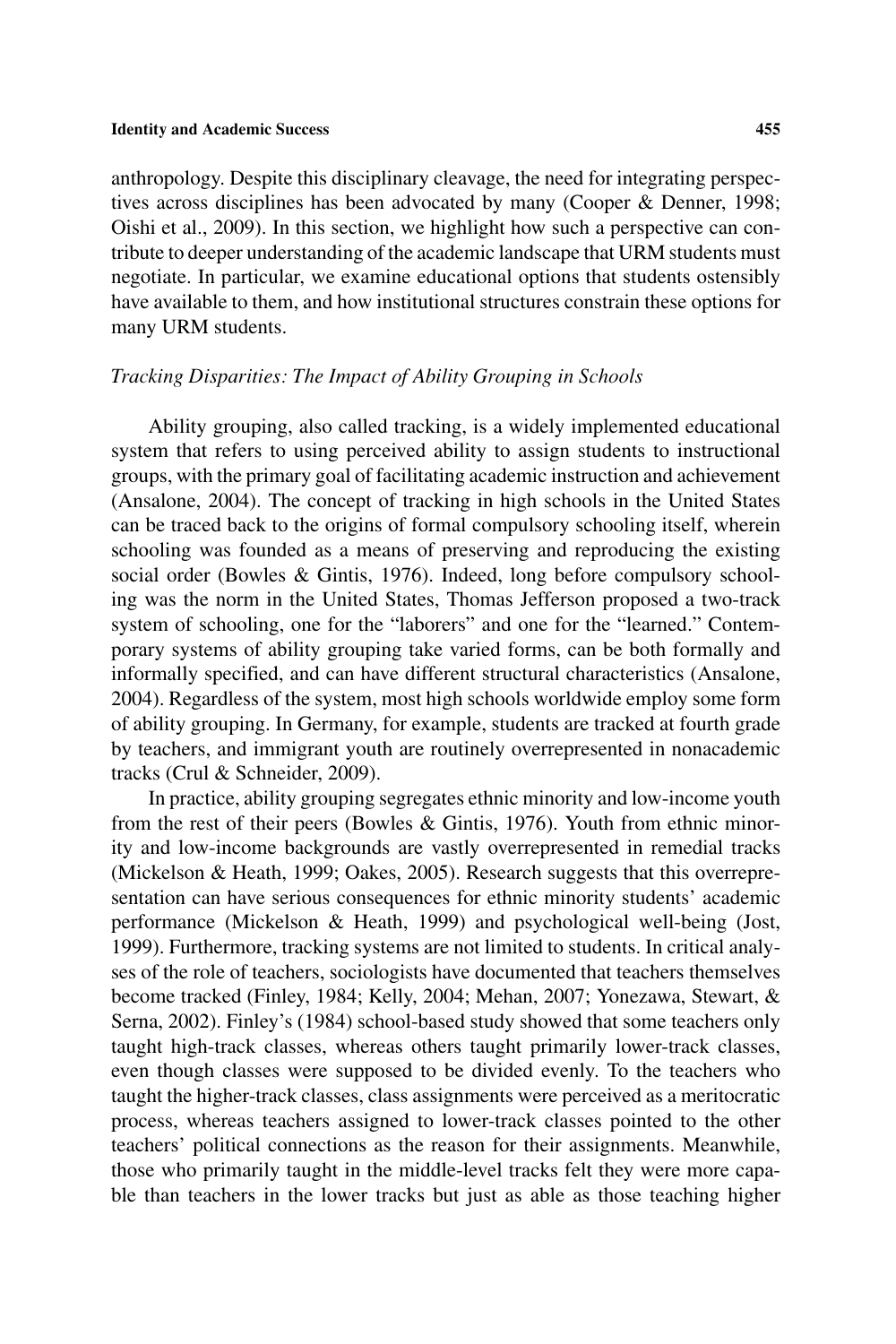anthropology. Despite this disciplinary cleavage, the need for integrating perspectives across disciplines has been advocated by many (Cooper & Denner, 1998; Oishi et al., 2009). In this section, we highlight how such a perspective can contribute to deeper understanding of the academic landscape that URM students must negotiate. In particular, we examine educational options that students ostensibly have available to them, and how institutional structures constrain these options for many URM students.

### *Tracking Disparities: The Impact of Ability Grouping in Schools*

Ability grouping, also called tracking, is a widely implemented educational system that refers to using perceived ability to assign students to instructional groups, with the primary goal of facilitating academic instruction and achievement (Ansalone, 2004). The concept of tracking in high schools in the United States can be traced back to the origins of formal compulsory schooling itself, wherein schooling was founded as a means of preserving and reproducing the existing social order (Bowles & Gintis, 1976). Indeed, long before compulsory schooling was the norm in the United States, Thomas Jefferson proposed a two-track system of schooling, one for the "laborers" and one for the "learned." Contemporary systems of ability grouping take varied forms, can be both formally and informally specified, and can have different structural characteristics (Ansalone, 2004). Regardless of the system, most high schools worldwide employ some form of ability grouping. In Germany, for example, students are tracked at fourth grade by teachers, and immigrant youth are routinely overrepresented in nonacademic tracks (Crul & Schneider, 2009).

In practice, ability grouping segregates ethnic minority and low-income youth from the rest of their peers (Bowles & Gintis, 1976). Youth from ethnic minority and low-income backgrounds are vastly overrepresented in remedial tracks (Mickelson & Heath, 1999; Oakes, 2005). Research suggests that this overrepresentation can have serious consequences for ethnic minority students' academic performance (Mickelson & Heath, 1999) and psychological well-being (Jost, 1999). Furthermore, tracking systems are not limited to students. In critical analyses of the role of teachers, sociologists have documented that teachers themselves become tracked (Finley, 1984; Kelly, 2004; Mehan, 2007; Yonezawa, Stewart, & Serna, 2002). Finley's (1984) school-based study showed that some teachers only taught high-track classes, whereas others taught primarily lower-track classes, even though classes were supposed to be divided evenly. To the teachers who taught the higher-track classes, class assignments were perceived as a meritocratic process, whereas teachers assigned to lower-track classes pointed to the other teachers' political connections as the reason for their assignments. Meanwhile, those who primarily taught in the middle-level tracks felt they were more capable than teachers in the lower tracks but just as able as those teaching higher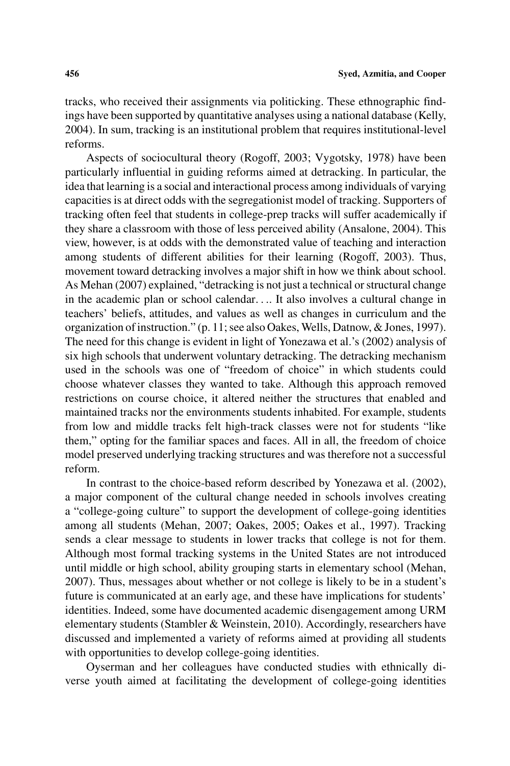tracks, who received their assignments via politicking. These ethnographic findings have been supported by quantitative analyses using a national database (Kelly, 2004). In sum, tracking is an institutional problem that requires institutional-level reforms.

Aspects of sociocultural theory (Rogoff, 2003; Vygotsky, 1978) have been particularly influential in guiding reforms aimed at detracking. In particular, the idea that learning is a social and interactional process among individuals of varying capacities is at direct odds with the segregationist model of tracking. Supporters of tracking often feel that students in college-prep tracks will suffer academically if they share a classroom with those of less perceived ability (Ansalone, 2004). This view, however, is at odds with the demonstrated value of teaching and interaction among students of different abilities for their learning (Rogoff, 2003). Thus, movement toward detracking involves a major shift in how we think about school. As Mehan (2007) explained, "detracking is not just a technical or structural change in the academic plan or school calendar. . .. It also involves a cultural change in teachers' beliefs, attitudes, and values as well as changes in curriculum and the organization of instruction." (p. 11; see also Oakes, Wells, Datnow, & Jones, 1997). The need for this change is evident in light of Yonezawa et al.'s (2002) analysis of six high schools that underwent voluntary detracking. The detracking mechanism used in the schools was one of "freedom of choice" in which students could choose whatever classes they wanted to take. Although this approach removed restrictions on course choice, it altered neither the structures that enabled and maintained tracks nor the environments students inhabited. For example, students from low and middle tracks felt high-track classes were not for students "like them," opting for the familiar spaces and faces. All in all, the freedom of choice model preserved underlying tracking structures and was therefore not a successful reform.

In contrast to the choice-based reform described by Yonezawa et al. (2002), a major component of the cultural change needed in schools involves creating a "college-going culture" to support the development of college-going identities among all students (Mehan, 2007; Oakes, 2005; Oakes et al., 1997). Tracking sends a clear message to students in lower tracks that college is not for them. Although most formal tracking systems in the United States are not introduced until middle or high school, ability grouping starts in elementary school (Mehan, 2007). Thus, messages about whether or not college is likely to be in a student's future is communicated at an early age, and these have implications for students' identities. Indeed, some have documented academic disengagement among URM elementary students (Stambler & Weinstein, 2010). Accordingly, researchers have discussed and implemented a variety of reforms aimed at providing all students with opportunities to develop college-going identities.

Oyserman and her colleagues have conducted studies with ethnically diverse youth aimed at facilitating the development of college-going identities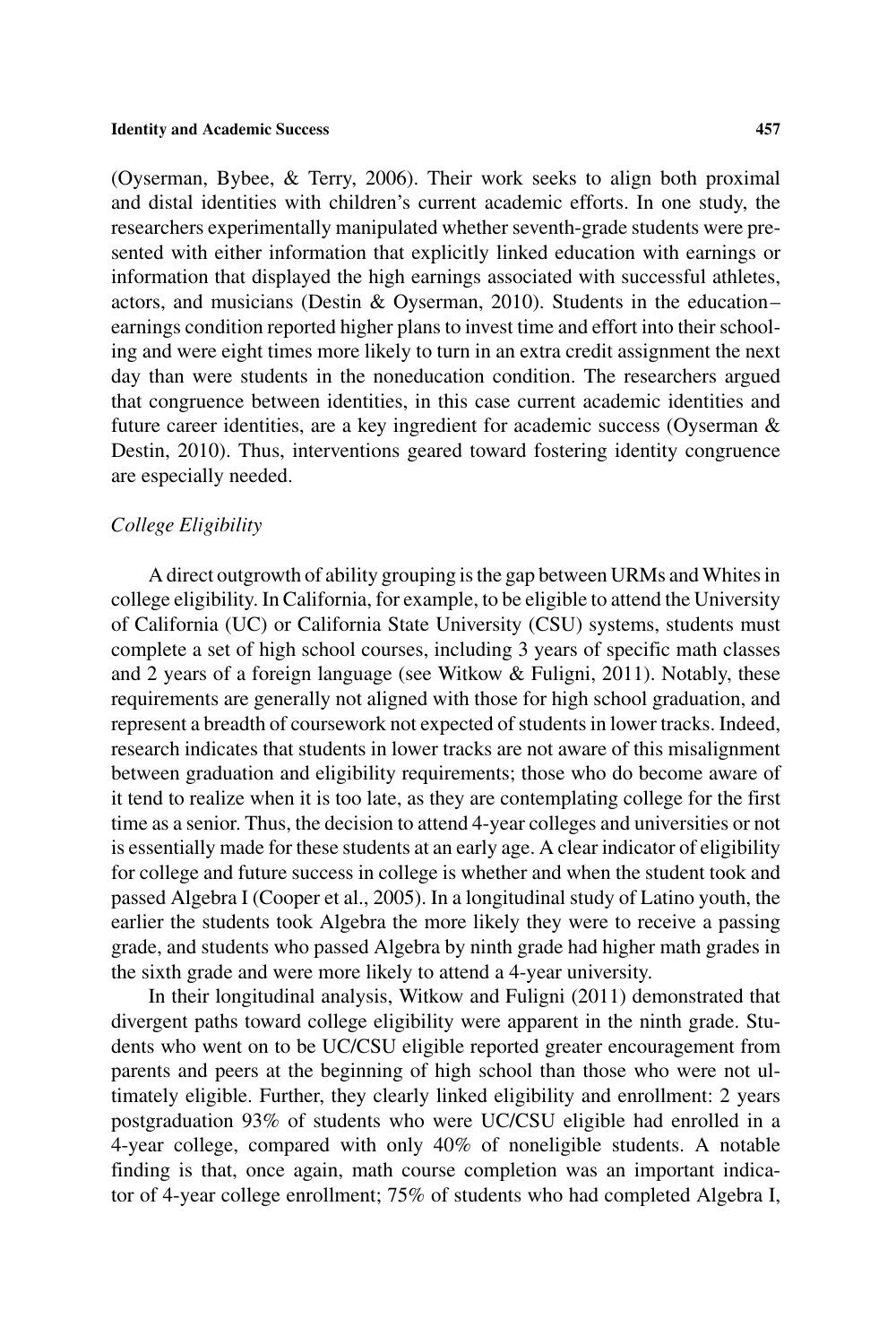(Oyserman, Bybee, & Terry, 2006). Their work seeks to align both proximal and distal identities with children's current academic efforts. In one study, the researchers experimentally manipulated whether seventh-grade students were presented with either information that explicitly linked education with earnings or information that displayed the high earnings associated with successful athletes, actors, and musicians (Destin & Oyserman, 2010). Students in the education–earnings condition reported higher plans to invest time and effort into their schooling and were eight times more likely to turn in an extra credit assignment the next day than were students in the noneducation condition. The researchers argued that congruence between identities, in this case current academic identities and future career identities, are a key ingredient for academic success (Oyserman & Destin, 2010). Thus, interventions geared toward fostering identity congruence are especially needed.

### *College Eligibility*

A direct outgrowth of ability grouping is the gap between URMs and Whites in college eligibility. In California, for example, to be eligible to attend the University of California (UC) or California State University (CSU) systems, students must complete a set of high school courses, including 3 years of specific math classes and 2 years of a foreign language (see Witkow & Fuligni, 2011). Notably, these requirements are generally not aligned with those for high school graduation, and represent a breadth of coursework not expected of students in lower tracks. Indeed, research indicates that students in lower tracks are not aware of this misalignment between graduation and eligibility requirements; those who do become aware of it tend to realize when it is too late, as they are contemplating college for the first time as a senior. Thus, the decision to attend 4-year colleges and universities or not is essentially made for these students at an early age. A clear indicator of eligibility for college and future success in college is whether and when the student took and passed Algebra I (Cooper et al., 2005). In a longitudinal study of Latino youth, the earlier the students took Algebra the more likely they were to receive a passing grade, and students who passed Algebra by ninth grade had higher math grades in the sixth grade and were more likely to attend a 4-year university.

In their longitudinal analysis, Witkow and Fuligni (2011) demonstrated that divergent paths toward college eligibility were apparent in the ninth grade. Students who went on to be UC/CSU eligible reported greater encouragement from parents and peers at the beginning of high school than those who were not ultimately eligible. Further, they clearly linked eligibility and enrollment: 2 years postgraduation 93% of students who were UC/CSU eligible had enrolled in a 4-year college, compared with only 40% of noneligible students. A notable finding is that, once again, math course completion was an important indicator of 4-year college enrollment; 75% of students who had completed Algebra I,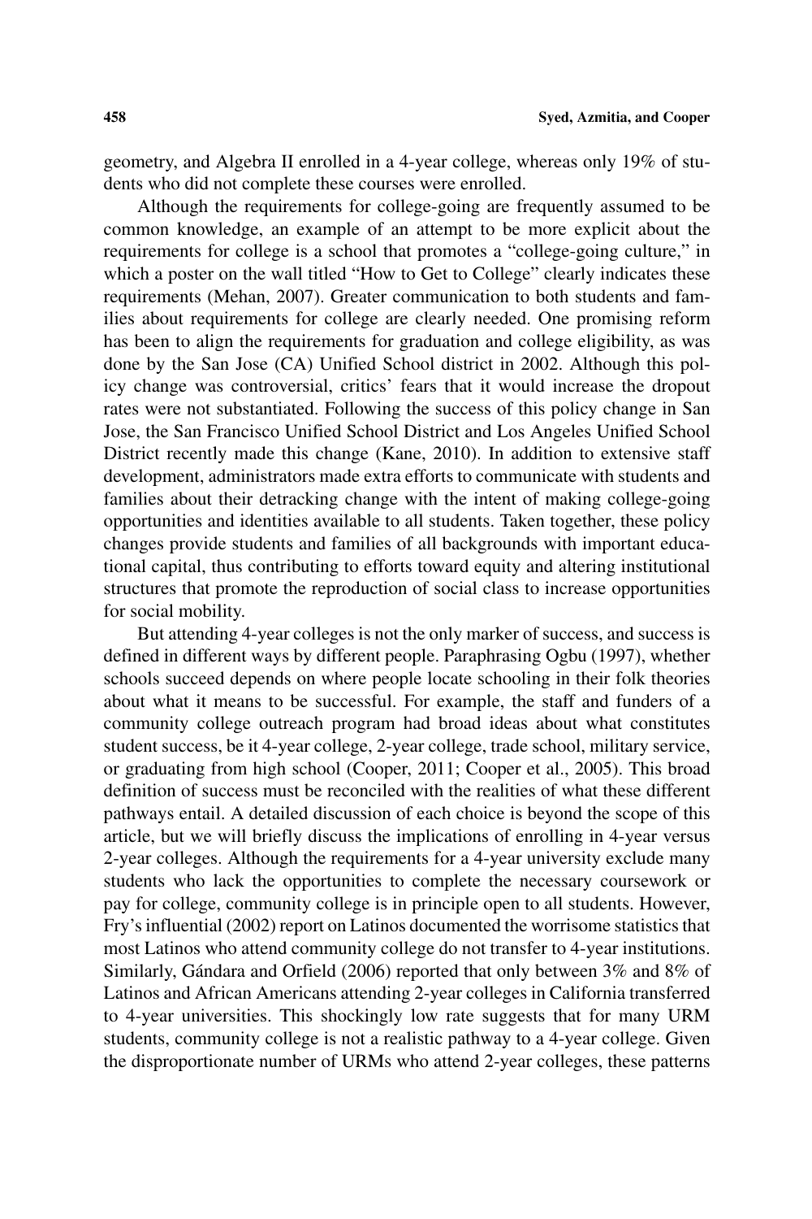geometry, and Algebra II enrolled in a 4-year college, whereas only 19% of students who did not complete these courses were enrolled.

Although the requirements for college-going are frequently assumed to be common knowledge, an example of an attempt to be more explicit about the requirements for college is a school that promotes a "college-going culture," in which a poster on the wall titled "How to Get to College" clearly indicates these requirements (Mehan, 2007). Greater communication to both students and families about requirements for college are clearly needed. One promising reform has been to align the requirements for graduation and college eligibility, as was done by the San Jose (CA) Unified School district in 2002. Although this policy change was controversial, critics' fears that it would increase the dropout rates were not substantiated. Following the success of this policy change in San Jose, the San Francisco Unified School District and Los Angeles Unified School District recently made this change (Kane, 2010). In addition to extensive staff development, administrators made extra efforts to communicate with students and families about their detracking change with the intent of making college-going opportunities and identities available to all students. Taken together, these policy changes provide students and families of all backgrounds with important educational capital, thus contributing to efforts toward equity and altering institutional structures that promote the reproduction of social class to increase opportunities for social mobility.

But attending 4-year colleges is not the only marker of success, and success is defined in different ways by different people. Paraphrasing Ogbu (1997), whether schools succeed depends on where people locate schooling in their folk theories about what it means to be successful. For example, the staff and funders of a community college outreach program had broad ideas about what constitutes student success, be it 4-year college, 2-year college, trade school, military service, or graduating from high school (Cooper, 2011; Cooper et al., 2005). This broad definition of success must be reconciled with the realities of what these different pathways entail. A detailed discussion of each choice is beyond the scope of this article, but we will briefly discuss the implications of enrolling in 4-year versus 2-year colleges. Although the requirements for a 4-year university exclude many students who lack the opportunities to complete the necessary coursework or pay for college, community college is in principle open to all students. However, Fry's influential (2002) report on Latinos documented the worrisome statistics that most Latinos who attend community college do not transfer to 4-year institutions. Similarly, Gándara and Orfield (2006) reported that only between 3% and 8% of Latinos and African Americans attending 2-year colleges in California transferred to 4-year universities. This shockingly low rate suggests that for many URM students, community college is not a realistic pathway to a 4-year college. Given the disproportionate number of URMs who attend 2-year colleges, these patterns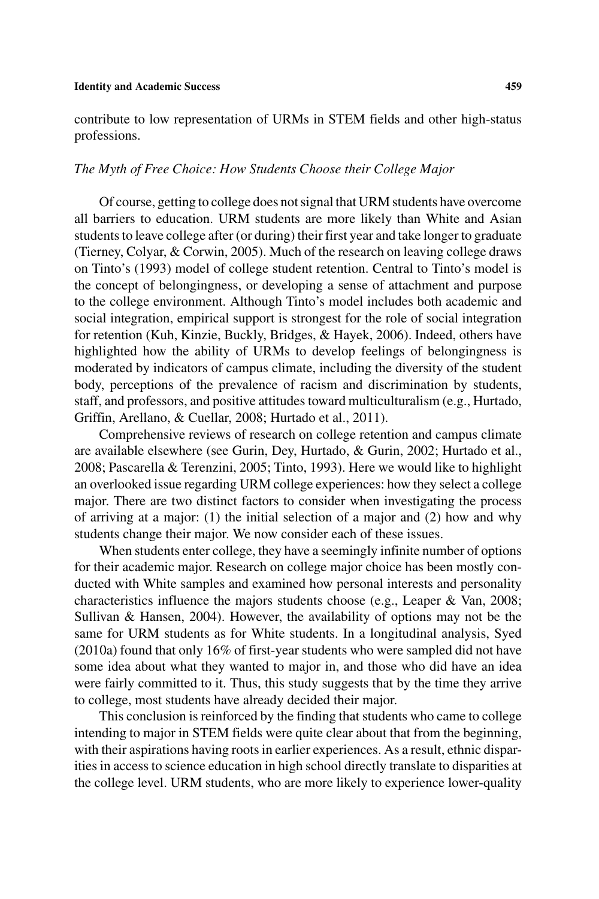contribute to low representation of URMs in STEM fields and other high-status professions.

### *The Myth of Free Choice: How Students Choose their College Major*

Of course, getting to college does not signal that URM students have overcome all barriers to education. URM students are more likely than White and Asian students to leave college after (or during) their first year and take longer to graduate (Tierney, Colyar, & Corwin, 2005). Much of the research on leaving college draws on Tinto's (1993) model of college student retention. Central to Tinto's model is the concept of belongingness, or developing a sense of attachment and purpose to the college environment. Although Tinto's model includes both academic and social integration, empirical support is strongest for the role of social integration for retention (Kuh, Kinzie, Buckly, Bridges, & Hayek, 2006). Indeed, others have highlighted how the ability of URMs to develop feelings of belongingness is moderated by indicators of campus climate, including the diversity of the student body, perceptions of the prevalence of racism and discrimination by students, staff, and professors, and positive attitudes toward multiculturalism (e.g., Hurtado, Griffin, Arellano, & Cuellar, 2008; Hurtado et al., 2011).

Comprehensive reviews of research on college retention and campus climate are available elsewhere (see Gurin, Dey, Hurtado, & Gurin, 2002; Hurtado et al., 2008; Pascarella & Terenzini, 2005; Tinto, 1993). Here we would like to highlight an overlooked issue regarding URM college experiences: how they select a college major. There are two distinct factors to consider when investigating the process of arriving at a major: (1) the initial selection of a major and (2) how and why students change their major. We now consider each of these issues.

When students enter college, they have a seemingly infinite number of options for their academic major. Research on college major choice has been mostly conducted with White samples and examined how personal interests and personality characteristics influence the majors students choose (e.g., Leaper & Van, 2008; Sullivan & Hansen, 2004). However, the availability of options may not be the same for URM students as for White students. In a longitudinal analysis, Syed (2010a) found that only 16% of first-year students who were sampled did not have some idea about what they wanted to major in, and those who did have an idea were fairly committed to it. Thus, this study suggests that by the time they arrive to college, most students have already decided their major.

This conclusion is reinforced by the finding that students who came to college intending to major in STEM fields were quite clear about that from the beginning, with their aspirations having roots in earlier experiences. As a result, ethnic disparities in access to science education in high school directly translate to disparities at the college level. URM students, who are more likely to experience lower-quality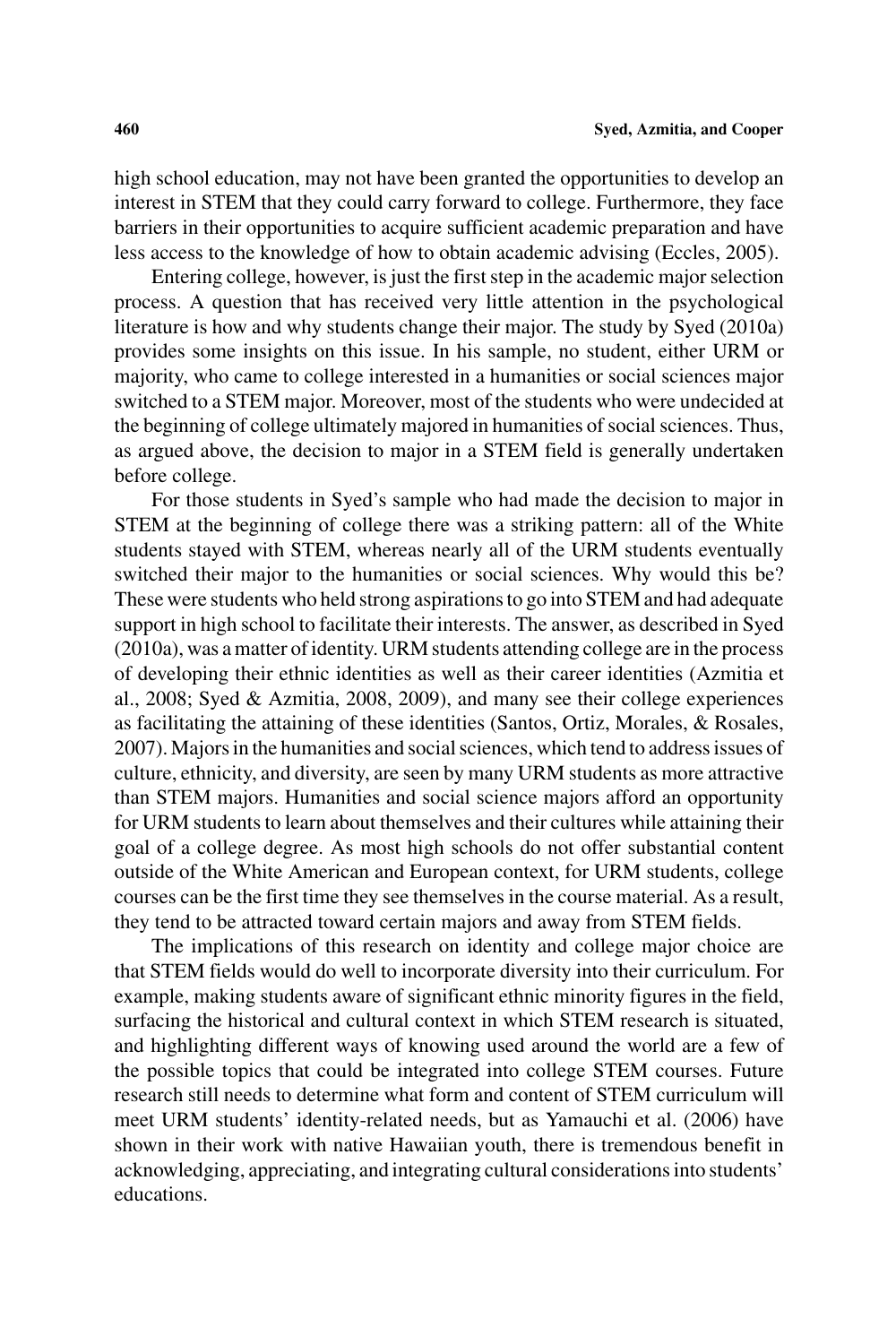high school education, may not have been granted the opportunities to develop an interest in STEM that they could carry forward to college. Furthermore, they face barriers in their opportunities to acquire sufficient academic preparation and have less access to the knowledge of how to obtain academic advising (Eccles, 2005).

Entering college, however, is just the first step in the academic major selection process. A question that has received very little attention in the psychological literature is how and why students change their major. The study by Syed (2010a) provides some insights on this issue. In his sample, no student, either URM or majority, who came to college interested in a humanities or social sciences major switched to a STEM major. Moreover, most of the students who were undecided at the beginning of college ultimately majored in humanities of social sciences. Thus, as argued above, the decision to major in a STEM field is generally undertaken before college.

For those students in Syed's sample who had made the decision to major in STEM at the beginning of college there was a striking pattern: all of the White students stayed with STEM, whereas nearly all of the URM students eventually switched their major to the humanities or social sciences. Why would this be? These were students who held strong aspirations to go into STEM and had adequate support in high school to facilitate their interests. The answer, as described in Syed (2010a), was a matter of identity. URM students attending college are in the process of developing their ethnic identities as well as their career identities (Azmitia et al., 2008; Syed & Azmitia, 2008, 2009), and many see their college experiences as facilitating the attaining of these identities (Santos, Ortiz, Morales, & Rosales, 2007). Majors in the humanities and social sciences, which tend to address issues of culture, ethnicity, and diversity, are seen by many URM students as more attractive than STEM majors. Humanities and social science majors afford an opportunity for URM students to learn about themselves and their cultures while attaining their goal of a college degree. As most high schools do not offer substantial content outside of the White American and European context, for URM students, college courses can be the first time they see themselves in the course material. As a result, they tend to be attracted toward certain majors and away from STEM fields.

The implications of this research on identity and college major choice are that STEM fields would do well to incorporate diversity into their curriculum. For example, making students aware of significant ethnic minority figures in the field, surfacing the historical and cultural context in which STEM research is situated, and highlighting different ways of knowing used around the world are a few of the possible topics that could be integrated into college STEM courses. Future research still needs to determine what form and content of STEM curriculum will meet URM students' identity-related needs, but as Yamauchi et al. (2006) have shown in their work with native Hawaiian youth, there is tremendous benefit in acknowledging, appreciating, and integrating cultural considerations into students' educations.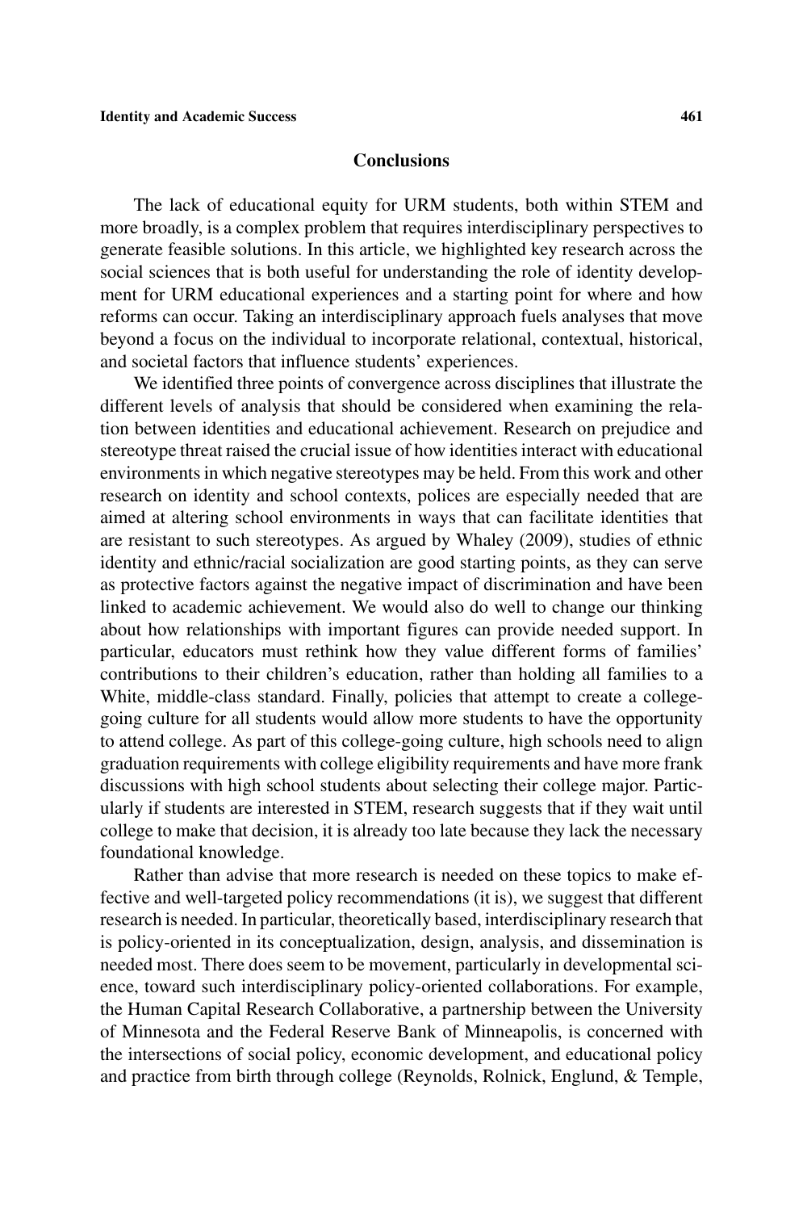## Conclusions

The lack of educational equity for URM students, both within STEM and more broadly, is a complex problem that requires interdisciplinary perspectives to generate feasible solutions. In this article, we highlighted key research across the social sciences that is both useful for understanding the role of identity development for URM educational experiences and a starting point for where and how reforms can occur. Taking an interdisciplinary approach fuels analyses that move beyond a focus on the individual to incorporate relational, contextual, historical, and societal factors that influence students' experiences.

We identified three points of convergence across disciplines that illustrate the different levels of analysis that should be considered when examining the relation between identities and educational achievement. Research on prejudice and stereotype threat raised the crucial issue of how identities interact with educational environments in which negative stereotypes may be held. From this work and other research on identity and school contexts, polices are especially needed that are aimed at altering school environments in ways that can facilitate identities that are resistant to such stereotypes. As argued by Whaley (2009), studies of ethnic identity and ethnic/racial socialization are good starting points, as they can serve as protective factors against the negative impact of discrimination and have been linked to academic achievement. We would also do well to change our thinking about how relationships with important figures can provide needed support. In particular, educators must rethink how they value different forms of families' contributions to their children's education, rather than holding all families to a White, middle-class standard. Finally, policies that attempt to create a college-going culture for all students would allow more students to have the opportunity to attend college. As part of this college-going culture, high schools need to align graduation requirements with college eligibility requirements and have more frank discussions with high school students about selecting their college major. Particularly if students are interested in STEM, research suggests that if they wait until college to make that decision, it is already too late because they lack the necessary foundational knowledge.

Rather than advise that more research is needed on these topics to make effective and well-targeted policy recommendations (it is), we suggest that different research is needed. In particular, theoretically based, interdisciplinary research that is policy-oriented in its conceptualization, design, analysis, and dissemination is needed most. There does seem to be movement, particularly in developmental science, toward such interdisciplinary policy-oriented collaborations. For example, the Human Capital Research Collaborative, a partnership between the University of Minnesota and the Federal Reserve Bank of Minneapolis, is concerned with the intersections of social policy, economic development, and educational policy and practice from birth through college (Reynolds, Rolnick, Englund, & Temple,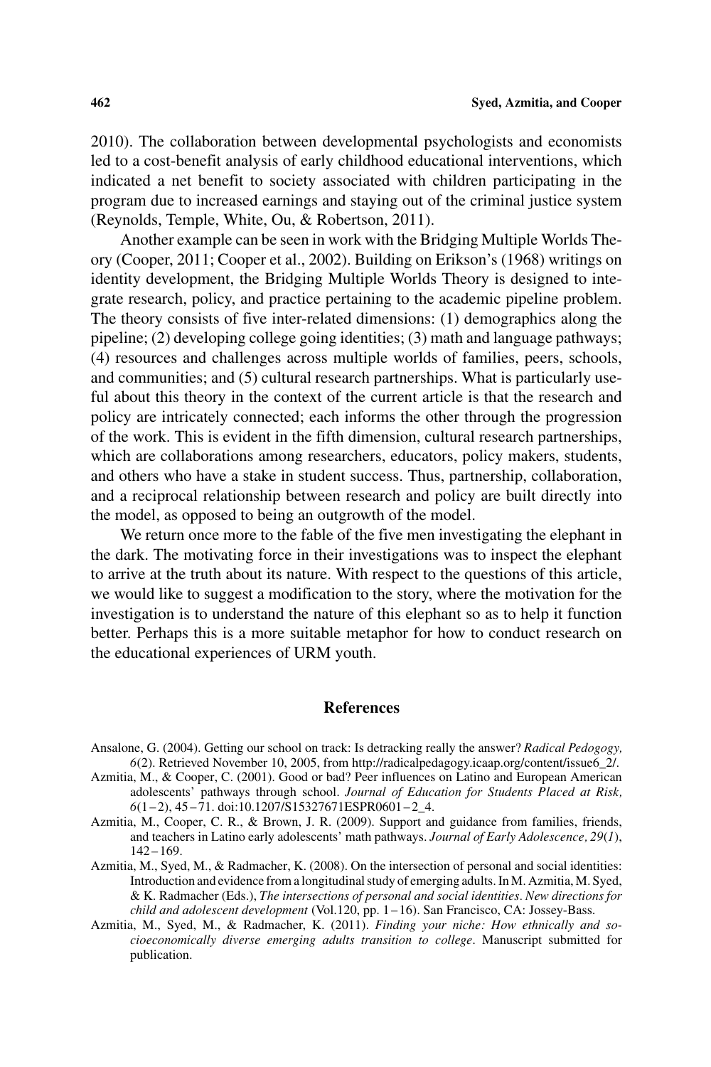2010). The collaboration between developmental psychologists and economists led to a cost-benefit analysis of early childhood educational interventions, which indicated a net benefit to society associated with children participating in the program due to increased earnings and staying out of the criminal justice system (Reynolds, Temple, White, Ou, & Robertson, 2011).

Another example can be seen in work with the Bridging Multiple Worlds Theory (Cooper, 2011; Cooper et al., 2002). Building on Erikson's (1968) writings on identity development, the Bridging Multiple Worlds Theory is designed to integrate research, policy, and practice pertaining to the academic pipeline problem. The theory consists of five inter-related dimensions: (1) demographics along the pipeline; (2) developing college going identities; (3) math and language pathways; (4) resources and challenges across multiple worlds of families, peers, schools, and communities; and (5) cultural research partnerships. What is particularly useful about this theory in the context of the current article is that the research and policy are intricately connected; each informs the other through the progression of the work. This is evident in the fifth dimension, cultural research partnerships, which are collaborations among researchers, educators, policy makers, students, and others who have a stake in student success. Thus, partnership, collaboration, and a reciprocal relationship between research and policy are built directly into the model, as opposed to being an outgrowth of the model.

We return once more to the fable of the five men investigating the elephant in the dark. The motivating force in their investigations was to inspect the elephant to arrive at the truth about its nature. With respect to the questions of this article, we would like to suggest a modification to the story, where the motivation for the investigation is to understand the nature of this elephant so as to help it function better. Perhaps this is a more suitable metaphor for how to conduct research on the educational experiences of URM youth.

## References

Ansalone, G. (2004). Getting our school on track: Is detracking really the answer? *Radical Pedogogy, 6*(2). Retrieved November 10, 2005, from http://radicalpedagogy.icaap.org/content/issue6_2/.

Azmitia, M., & Cooper, C. (2001). Good or bad? Peer influences on Latino and European American adolescents' pathways through school. *Journal of Education for Students Placed at Risk, 6*(1–2), 45–71. doi:10.1207/S15327671ESPR0601–2_4.

Azmitia, M., Cooper, C. R., & Brown, J. R. (2009). Support and guidance from families, friends, and teachers in Latino early adolescents' math pathways. *Journal of Early Adolescence, 29*(*1*), 142–169.

Azmitia, M., Syed, M., & Radmacher, K. (2008). On the intersection of personal and social identities: Introduction and evidence from a longitudinal study of emerging adults. In M. Azmitia, M. Syed, & K. Radmacher (Eds.), *The intersections of personal and social identities. New directions for child and adolescent development* (Vol.120, pp. 1–16). San Francisco, CA: Jossey-Bass.

Azmitia, M., Syed, M., & Radmacher, K. (2011). *Finding your niche: How ethnically and socioeconomically diverse emerging adults transition to college*. Manuscript submitted for publication.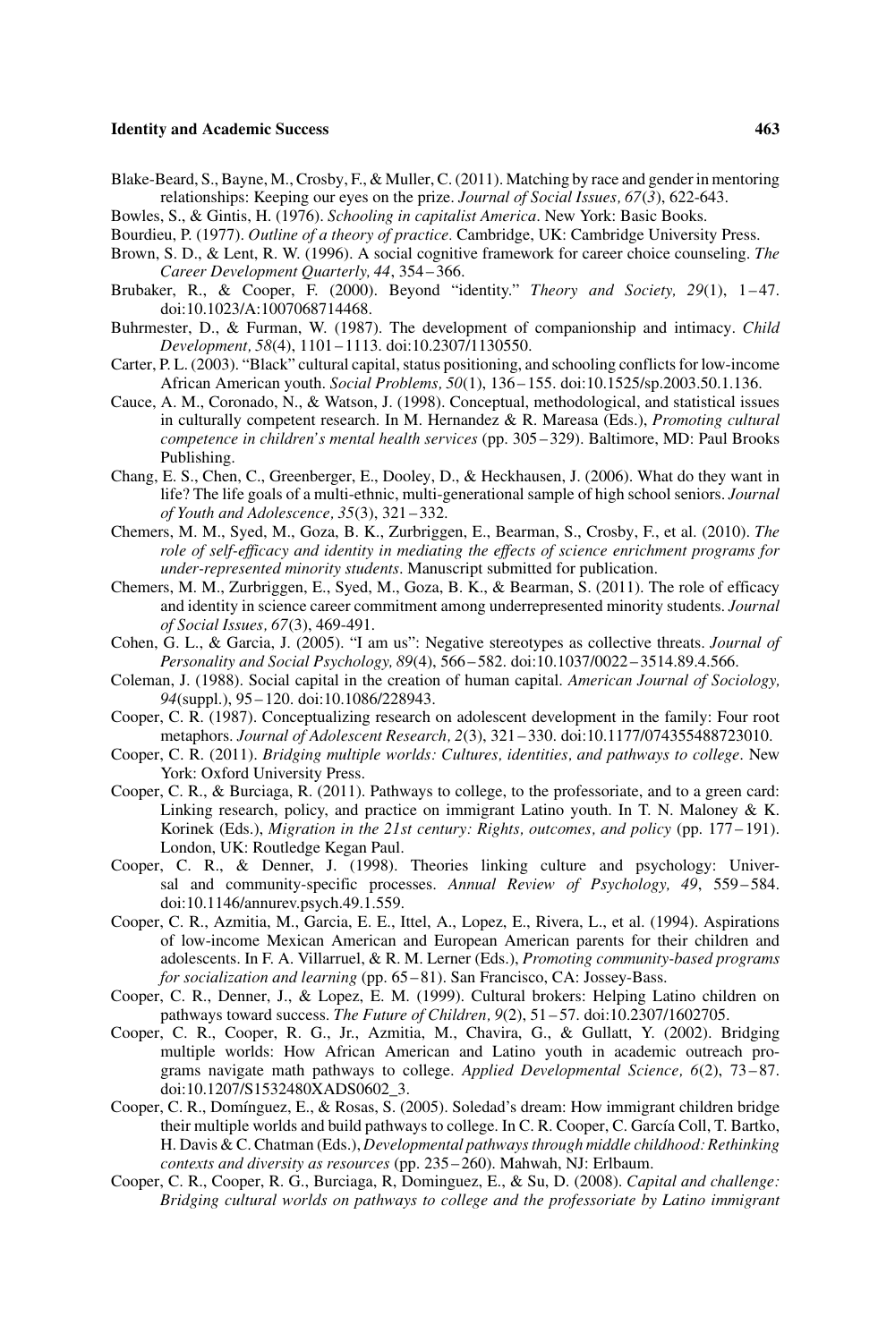Blake-Beard, S., Bayne, M., Crosby, F., & Muller, C. (2011). Matching by race and gender in mentoring relationships: Keeping our eyes on the prize. *Journal of Social Issues, 67*(*3*), 622-643.

Bowles, S., & Gintis, H. (1976). *Schooling in capitalist America*. New York: Basic Books.

Bourdieu, P. (1977). *Outline of a theory of practice*. Cambridge, UK: Cambridge University Press.

Brown, S. D., & Lent, R. W. (1996). A social cognitive framework for career choice counseling. *The Career Development Quarterly, 44*, 354–366.

Brubaker, R., & Cooper, F. (2000). Beyond "identity." *Theory and Society, 29*(1), 1–47. doi:10.1023/A:1007068714468.

Buhrmester, D., & Furman, W. (1987). The development of companionship and intimacy. *Child Development, 58*(4), 1101–1113. doi:10.2307/1130550.

Carter, P. L. (2003). "Black" cultural capital, status positioning, and schooling conflicts for low-income African American youth. *Social Problems, 50*(1), 136–155. doi:10.1525/sp.2003.50.1.136.

Cauce, A. M., Coronado, N., & Watson, J. (1998). Conceptual, methodological, and statistical issues in culturally competent research. In M. Hernandez & R. Mareasa (Eds.), *Promoting cultural competence in children's mental health services* (pp. 305–329). Baltimore, MD: Paul Brooks Publishing.

Chang, E. S., Chen, C., Greenberger, E., Dooley, D., & Heckhausen, J. (2006). What do they want in life? The life goals of a multi-ethnic, multi-generational sample of high school seniors. *Journal of Youth and Adolescence, 35*(3), 321–332.

Chemers, M. M., Syed, M., Goza, B. K., Zurbriggen, E., Bearman, S., Crosby, F., et al. (2010). *The role of self-efficacy and identity in mediating the effects of science enrichment programs for under-represented minority students*. Manuscript submitted for publication.

Chemers, M. M., Zurbriggen, E., Syed, M., Goza, B. K., & Bearman, S. (2011). The role of efficacy and identity in science career commitment among underrepresented minority students. *Journal of Social Issues, 67*(3), 469-491.

Cohen, G. L., & Garcia, J. (2005). "I am us": Negative stereotypes as collective threats. *Journal of Personality and Social Psychology, 89*(4), 566–582. doi:10.1037/0022–3514.89.4.566.

Coleman, J. (1988). Social capital in the creation of human capital. *American Journal of Sociology, 94*(suppl.), 95–120. doi:10.1086/228943.

Cooper, C. R. (1987). Conceptualizing research on adolescent development in the family: Four root metaphors. *Journal of Adolescent Research, 2*(3), 321–330. doi:10.1177/074355488723010.

Cooper, C. R. (2011). *Bridging multiple worlds: Cultures, identities, and pathways to college*. New York: Oxford University Press.

Cooper, C. R., & Burciaga, R. (2011). Pathways to college, to the professoriate, and to a green card: Linking research, policy, and practice on immigrant Latino youth. In T. N. Maloney & K. Korinek (Eds.), *Migration in the 21st century: Rights, outcomes, and policy* (pp. 177–191). London, UK: Routledge Kegan Paul.

Cooper, C. R., & Denner, J. (1998). Theories linking culture and psychology: Universal and community-specific processes. *Annual Review of Psychology, 49*, 559–584. doi:10.1146/annurev.psych.49.1.559.

Cooper, C. R., Azmitia, M., Garcia, E. E., Ittel, A., Lopez, E., Rivera, L., et al. (1994). Aspirations of low-income Mexican American and European American parents for their children and adolescents. In F. A. Villarruel, & R. M. Lerner (Eds.), *Promoting community-based programs for socialization and learning* (pp. 65–81). San Francisco, CA: Jossey-Bass.

Cooper, C. R., Denner, J., & Lopez, E. M. (1999). Cultural brokers: Helping Latino children on pathways toward success. *The Future of Children, 9*(2), 51–57. doi:10.2307/1602705.

Cooper, C. R., Cooper, R. G., Jr., Azmitia, M., Chavira, G., & Gullatt, Y. (2002). Bridging multiple worlds: How African American and Latino youth in academic outreach programs navigate math pathways to college. *Applied Developmental Science, 6*(2), 73–87. doi:10.1207/S1532480XADS0602_3.

Cooper, C. R., Domínguez, E., & Rosas, S. (2005). Soledad's dream: How immigrant children bridge their multiple worlds and build pathways to college. In C. R. Cooper, C. García Coll, T. Bartko, H. Davis & C. Chatman (Eds.), *Developmental pathways through middle childhood: Rethinking contexts and diversity as resources* (pp. 235–260). Mahwah, NJ: Erlbaum.

Cooper, C. R., Cooper, R. G., Burciaga, R, Dominguez, E., & Su, D. (2008). *Capital and challenge: Bridging cultural worlds on pathways to college and the professoriate by Latino immigrant*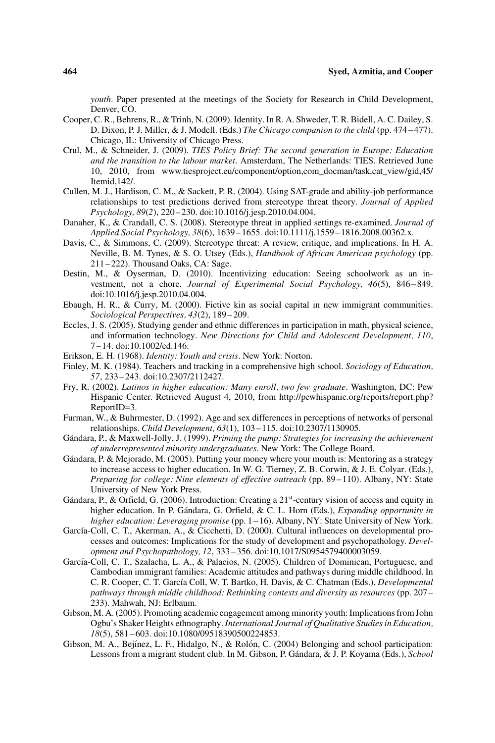*youth*. Paper presented at the meetings of the Society for Research in Child Development, Denver, CO.

Cooper, C. R., Behrens, R., & Trinh, N. (2009). Identity. In R. A. Shweder, T. R. Bidell, A. C. Dailey, S. D. Dixon, P. J. Miller, & J. Modell. (Eds.) *The Chicago companion to the child* (pp. 474 – 477). Chicago, IL: University of Chicago Press.

Crul, M., & Schneider, J. (2009). *TIES Policy Brief: The second generation in Europe: Education and the transition to the labour market*. Amsterdam, The Netherlands: TIES. Retrieved June 10, 2010, from www.tiesproject.eu/component/option,com_docman/task,cat_view/gid,45/Itemid,142/.

Cullen, M. J., Hardison, C. M., & Sackett, P. R. (2004). Using SAT-grade and ability-job performance relationships to test predictions derived from stereotype threat theory. *Journal of Applied Psychology, 89*(2), 220 – 230. doi:10.1016/j.jesp.2010.04.004.

Danaher, K., & Crandall, C. S. (2008). Stereotype threat in applied settings re-examined. *Journal of Applied Social Psychology, 38*(6), 1639 – 1655. doi:10.1111/j.1559 – 1816.2008.00362.x.

Davis, C., & Simmons, C. (2009). Stereotype threat: A review, critique, and implications. In H. A. Neville, B. M. Tynes, & S. O. Utsey (Eds.), *Handbook of African American psychology* (pp. 211 – 222). Thousand Oaks, CA: Sage.

Destin, M., & Oyserman, D. (2010). Incentivizing education: Seeing schoolwork as an investment, not a chore. *Journal of Experimental Social Psychology, 46*(5), 846 – 849. doi:10.1016/j.jesp.2010.04.004.

Ebaugh, H. R., & Curry, M. (2000). Fictive kin as social capital in new immigrant communities. *Sociological Perspectives, 43*(2), 189 – 209.

Eccles, J. S. (2005). Studying gender and ethnic differences in participation in math, physical science, and information technology. *New Directions for Child and Adolescent Development, 110*, 7 – 14. doi:10.1002/cd.146.

Erikson, E. H. (1968). *Identity: Youth and crisis*. New York: Norton.

Finley, M. K. (1984). Teachers and tracking in a comprehensive high school. *Sociology of Education, 57*, 233 – 243. doi:10.2307/2112427.

Fry, R. (2002). *Latinos in higher education: Many enroll, two few graduate*. Washington, DC: Pew Hispanic Center. Retrieved August 4, 2010, from http://pewhispanic.org/reports/report.php?ReportID=3.

Furman, W., & Buhrmester, D. (1992). Age and sex differences in perceptions of networks of personal relationships. *Child Development, 63*(1), 103 – 115. doi:10.2307/1130905.

Gándara, P., & Maxwell-Jolly, J. (1999). *Priming the pump: Strategies for increasing the achievement of underrepresented minority undergraduates*. New York: The College Board.

Gándara, P. & Mejorado, M. (2005). Putting your money where your mouth is: Mentoring as a strategy to increase access to higher education. In W. G. Tierney, Z. B. Corwin, & J. E. Colyar. (Eds.), *Preparing for college: Nine elements of effective outreach* (pp. 89 – 110). Albany, NY: State University of New York Press.

Gándara, P., & Orfield, G. (2006). Introduction: Creating a 21st-century vision of access and equity in higher education. In P. Gándara, G. Orfield, & C. L. Horn (Eds.), *Expanding opportunity in higher education: Leveraging promise* (pp. 1 – 16). Albany, NY: State University of New York.

García-Coll, C. T., Akerman, A., & Cicchetti, D. (2000). Cultural influences on developmental processes and outcomes: Implications for the study of development and psychopathology. *Development and Psychopathology, 12*, 333 – 356. doi:10.1017/S0954579400003059.

García-Coll, C. T., Szalacha, L. A., & Palacios, N. (2005). Children of Dominican, Portuguese, and Cambodian immigrant families: Academic attitudes and pathways during middle childhood. In C. R. Cooper, C. T. García Coll, W. T. Bartko, H. Davis, & C. Chatman (Eds.), *Developmental pathways through middle childhood: Rethinking contexts and diversity as resources* (pp. 207 – 233). Mahwah, NJ: Erlbaum.

Gibson, M. A. (2005). Promoting academic engagement among minority youth: Implications from John Ogbu's Shaker Heights ethnography. *International Journal of Qualitative Studies in Education, 18*(5), 581 – 603. doi:10.1080/09518390500224853.

Gibson, M. A., Bejínez, L. F., Hidalgo, N., & Rolón, C. (2004) Belonging and school participation: Lessons from a migrant student club. In M. Gibson, P. Gándara, & J. P. Koyama (Eds.), *School*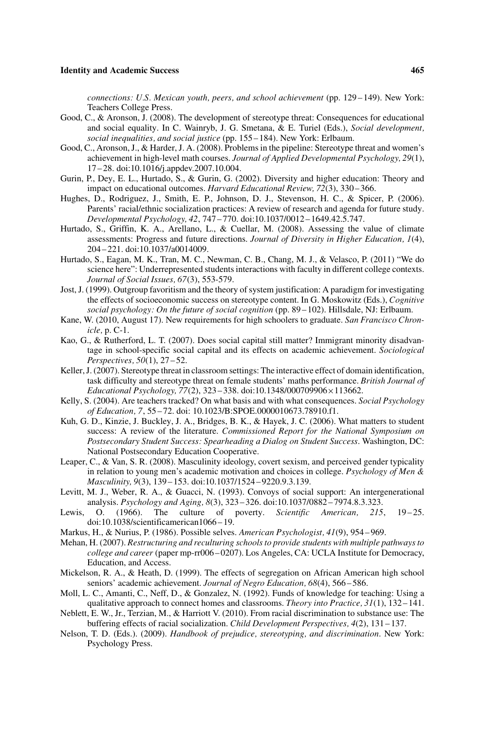*connections: U.S. Mexican youth, peers, and school achievement* (pp. 129 – 149). New York: Teachers College Press.

Good, C., & Aronson, J. (2008). The development of stereotype threat: Consequences for educational and social equality. In C. Wainryb, J. G. Smetana, & E. Turiel (Eds.), *Social development, social inequalities, and social justice* (pp. 155 – 184). New York: Erlbaum.

Good, C., Aronson, J., & Harder, J. A. (2008). Problems in the pipeline: Stereotype threat and women's achievement in high-level math courses. *Journal of Applied Developmental Psychology, 29*(1), 17 – 28. doi:10.1016/j.appdev.2007.10.004.

Gurin, P., Dey, E. L., Hurtado, S., & Gurin, G. (2002). Diversity and higher education: Theory and impact on educational outcomes. *Harvard Educational Review, 72*(3), 330 – 366.

Hughes, D., Rodriguez, J., Smith, E. P., Johnson, D. J., Stevenson, H. C., & Spicer, P. (2006). Parents' racial/ethnic socialization practices: A review of research and agenda for future study. *Developmental Psychology, 42*, 747 – 770. doi:10.1037/0012 – 1649.42.5.747.

Hurtado, S., Griffin, K. A., Arellano, L., & Cuellar, M. (2008). Assessing the value of climate assessments: Progress and future directions. *Journal of Diversity in Higher Education, 1*(4), 204 – 221. doi:10.1037/a0014009.

Hurtado, S., Eagan, M. K., Tran, M. C., Newman, C. B., Chang, M. J., & Velasco, P. (2011) "We do science here": Underrepresented students interactions with faculty in different college contexts. *Journal of Social Issues, 67*(3), 553-579.

Jost, J. (1999). Outgroup favoritism and the theory of system justification: A paradigm for investigating the effects of socioeconomic success on stereotype content. In G. Moskowitz (Eds.), *Cognitive social psychology: On the future of social cognition* (pp. 89 – 102). Hillsdale, NJ: Erlbaum.

Kane, W. (2010, August 17). New requirements for high schoolers to graduate. *San Francisco Chronicle,* p. C-1.

Kao, G., & Rutherford, L. T. (2007). Does social capital still matter? Immigrant minority disadvantage in school-specific social capital and its effects on academic achievement. *Sociological Perspectives, 50*(1), 27 – 52.

Keller, J. (2007). Stereotype threat in classroom settings: The interactive effect of domain identification, task difficulty and stereotype threat on female students' maths performance. *British Journal of Educational Psychology, 77*(2), 323 – 338. doi:10.1348/000709906×113662.

Kelly, S. (2004). Are teachers tracked? On what basis and with what consequences. *Social Psychology of Education, 7*, 55 – 72. doi: 10.1023/B:SPOE.0000010673.78910.f1.

Kuh, G. D., Kinzie, J. Buckley, J. A., Bridges, B. K., & Hayek, J. C. (2006). What matters to student success: A review of the literature. *Commissioned Report for the National Symposium on Postsecondary Student Success: Spearheading a Dialog on Student Success*. Washington, DC: National Postsecondary Education Cooperative.

Leaper, C., & Van, S. R. (2008). Masculinity ideology, covert sexism, and perceived gender typicality in relation to young men's academic motivation and choices in college. *Psychology of Men & Masculinity, 9*(3), 139 – 153. doi:10.1037/1524 – 9220.9.3.139.

Levitt, M. J., Weber, R. A., & Guacci, N. (1993). Convoys of social support: An intergenerational analysis. *Psychology and Aging, 8*(3), 323 – 326. doi:10.1037/0882 – 7974.8.3.323.

Lewis, O. (1966). The culture of poverty. *Scientific American, 215*, 19 – 25. doi:10.1038/scientificamerican1066 – 19.

Markus, H., & Nurius, P. (1986). Possible selves. *American Psychologist, 41*(9), 954 – 969.

Mehan, H. (2007). *Restructuring and reculturing schools to provide students with multiple pathways to college and career* (paper mp-rr006 – 0207). Los Angeles, CA: UCLA Institute for Democracy, Education, and Access.

Mickelson, R. A., & Heath, D. (1999). The effects of segregation on African American high school seniors' academic achievement. *Journal of Negro Education, 68*(4), 566 – 586.

Moll, L. C., Amanti, C., Neff, D., & Gonzalez, N. (1992). Funds of knowledge for teaching: Using a qualitative approach to connect homes and classrooms. *Theory into Practice, 31*(1), 132 – 141.

Neblett, E. W., Jr., Terzian, M., & Harriott V. (2010). From racial discrimination to substance use: The buffering effects of racial socialization. *Child Development Perspectives, 4*(2), 131 – 137.

Nelson, T. D. (Eds.). (2009). *Handbook of prejudice, stereotyping, and discrimination*. New York: Psychology Press.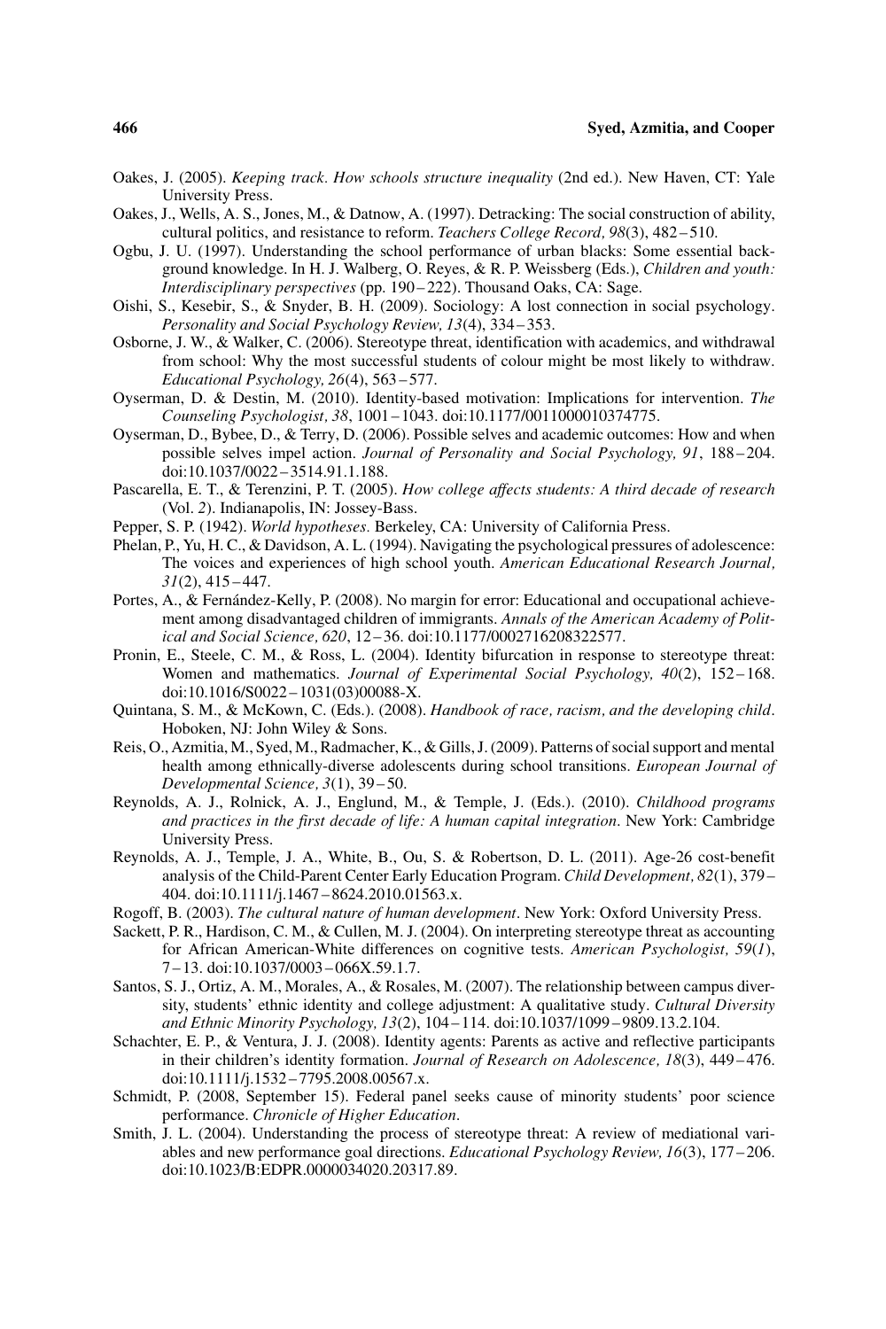Oakes, J. (2005). *Keeping track. How schools structure inequality* (2nd ed.). New Haven, CT: Yale University Press.

Oakes, J., Wells, A. S., Jones, M., & Datnow, A. (1997). Detracking: The social construction of ability, cultural politics, and resistance to reform. *Teachers College Record, 98*(3), 482–510.

Ogbu, J. U. (1997). Understanding the school performance of urban blacks: Some essential background knowledge. In H. J. Walberg, O. Reyes, & R. P. Weissberg (Eds.), *Children and youth: Interdisciplinary perspectives* (pp. 190–222). Thousand Oaks, CA: Sage.

Oishi, S., Kesebir, S., & Snyder, B. H. (2009). Sociology: A lost connection in social psychology. *Personality and Social Psychology Review, 13*(4), 334–353.

Osborne, J. W., & Walker, C. (2006). Stereotype threat, identification with academics, and withdrawal from school: Why the most successful students of colour might be most likely to withdraw. *Educational Psychology, 26*(4), 563–577.

Oyserman, D. & Destin, M. (2010). Identity-based motivation: Implications for intervention. *The Counseling Psychologist, 38*, 1001–1043. doi:10.1177/0011000010374775.

Oyserman, D., Bybee, D., & Terry, D. (2006). Possible selves and academic outcomes: How and when possible selves impel action. *Journal of Personality and Social Psychology, 91*, 188–204. doi:10.1037/0022–3514.91.1.188.

Pascarella, E. T., & Terenzini, P. T. (2005). *How college affects students: A third decade of research* (Vol. *2*). Indianapolis, IN: Jossey-Bass.

Pepper, S. P. (1942). *World hypotheses.* Berkeley, CA: University of California Press.

Phelan, P., Yu, H. C., & Davidson, A. L. (1994). Navigating the psychological pressures of adolescence: The voices and experiences of high school youth. *American Educational Research Journal, 31*(2), 415–447.

Portes, A., & Fernández-Kelly, P. (2008). No margin for error: Educational and occupational achievement among disadvantaged children of immigrants. *Annals of the American Academy of Political and Social Science, 620*, 12–36. doi:10.1177/0002716208322577.

Pronin, E., Steele, C. M., & Ross, L. (2004). Identity bifurcation in response to stereotype threat: Women and mathematics. *Journal of Experimental Social Psychology, 40*(2), 152–168. doi:10.1016/S0022–1031(03)00088-X.

Quintana, S. M., & McKown, C. (Eds.). (2008). *Handbook of race, racism, and the developing child*. Hoboken, NJ: John Wiley & Sons.

Reis, O., Azmitia, M., Syed, M., Radmacher, K., & Gills, J. (2009). Patterns of social support and mental health among ethnically-diverse adolescents during school transitions. *European Journal of Developmental Science, 3*(1), 39–50.

Reynolds, A. J., Rolnick, A. J., Englund, M., & Temple, J. (Eds.). (2010). *Childhood programs and practices in the first decade of life: A human capital integration*. New York: Cambridge University Press.

Reynolds, A. J., Temple, J. A., White, B., Ou, S. & Robertson, D. L. (2011). Age-26 cost-benefit analysis of the Child-Parent Center Early Education Program. *Child Development, 82*(1), 379–404. doi:10.1111/j.1467–8624.2010.01563.x.

Rogoff, B. (2003). *The cultural nature of human development*. New York: Oxford University Press.

Sackett, P. R., Hardison, C. M., & Cullen, M. J. (2004). On interpreting stereotype threat as accounting for African American-White differences on cognitive tests. *American Psychologist, 59*(*1*), 7–13. doi:10.1037/0003–066X.59.1.7.

Santos, S. J., Ortiz, A. M., Morales, A., & Rosales, M. (2007). The relationship between campus diversity, students' ethnic identity and college adjustment: A qualitative study. *Cultural Diversity and Ethnic Minority Psychology, 13*(2), 104–114. doi:10.1037/1099–9809.13.2.104.

Schachter, E. P., & Ventura, J. J. (2008). Identity agents: Parents as active and reflective participants in their children's identity formation. *Journal of Research on Adolescence, 18*(3), 449–476. doi:10.1111/j.1532–7795.2008.00567.x.

Schmidt, P. (2008, September 15). Federal panel seeks cause of minority students' poor science performance. *Chronicle of Higher Education*.

Smith, J. L. (2004). Understanding the process of stereotype threat: A review of mediational variables and new performance goal directions. *Educational Psychology Review, 16*(3), 177–206. doi:10.1023/B:EDPR.0000034020.20317.89.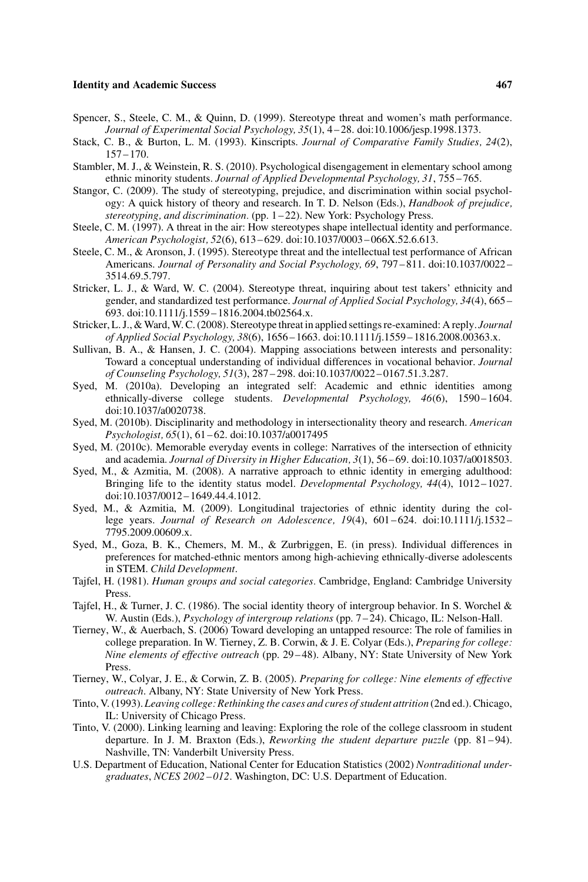Spencer, S., Steele, C. M., & Quinn, D. (1999). Stereotype threat and women's math performance. *Journal of Experimental Social Psychology, 35*(1), 4–28. doi:10.1006/jesp.1998.1373.

Stack, C. B., & Burton, L. M. (1993). Kinscripts. *Journal of Comparative Family Studies, 24*(2), 157–170.

Stambler, M. J., & Weinstein, R. S. (2010). Psychological disengagement in elementary school among ethnic minority students. *Journal of Applied Developmental Psychology, 31*, 755–765.

Stangor, C. (2009). The study of stereotyping, prejudice, and discrimination within social psychology: A quick history of theory and research. In T. D. Nelson (Eds.), *Handbook of prejudice, stereotyping, and discrimination*. (pp. 1–22). New York: Psychology Press.

Steele, C. M. (1997). A threat in the air: How stereotypes shape intellectual identity and performance. *American Psychologist, 52*(6), 613–629. doi:10.1037/0003–066X.52.6.613.

Steele, C. M., & Aronson, J. (1995). Stereotype threat and the intellectual test performance of African Americans. *Journal of Personality and Social Psychology, 69*, 797–811. doi:10.1037/0022–3514.69.5.797.

Stricker, L. J., & Ward, W. C. (2004). Stereotype threat, inquiring about test takers' ethnicity and gender, and standardized test performance. *Journal of Applied Social Psychology, 34*(4), 665–693. doi:10.1111/j.1559–1816.2004.tb02564.x.

Stricker, L. J., & Ward, W. C. (2008). Stereotype threat in applied settings re-examined: A reply. *Journal of Applied Social Psychology, 38*(6), 1656–1663. doi:10.1111/j.1559–1816.2008.00363.x.

Sullivan, B. A., & Hansen, J. C. (2004). Mapping associations between interests and personality: Toward a conceptual understanding of individual differences in vocational behavior. *Journal of Counseling Psychology, 51*(3), 287–298. doi:10.1037/0022–0167.51.3.287.

Syed, M. (2010a). Developing an integrated self: Academic and ethnic identities among ethnically-diverse college students. *Developmental Psychology, 46*(6), 1590–1604. doi:10.1037/a0020738.

Syed, M. (2010b). Disciplinarity and methodology in intersectionality theory and research. *American Psychologist, 65*(1), 61–62. doi:10.1037/a0017495

Syed, M. (2010c). Memorable everyday events in college: Narratives of the intersection of ethnicity and academia. *Journal of Diversity in Higher Education, 3*(1), 56–69. doi:10.1037/a0018503.

Syed, M., & Azmitia, M. (2008). A narrative approach to ethnic identity in emerging adulthood: Bringing life to the identity status model. *Developmental Psychology, 44*(4), 1012–1027. doi:10.1037/0012–1649.44.4.1012.

Syed, M., & Azmitia, M. (2009). Longitudinal trajectories of ethnic identity during the college years. *Journal of Research on Adolescence, 19*(4), 601–624. doi:10.1111/j.1532–7795.2009.00609.x.

Syed, M., Goza, B. K., Chemers, M. M., & Zurbriggen, E. (in press). Individual differences in preferences for matched-ethnic mentors among high-achieving ethnically-diverse adolescents in STEM. *Child Development*.

Tajfel, H. (1981). *Human groups and social categories*. Cambridge, England: Cambridge University Press.

Tajfel, H., & Turner, J. C. (1986). The social identity theory of intergroup behavior. In S. Worchel & W. Austin (Eds.), *Psychology of intergroup relations* (pp. 7–24). Chicago, IL: Nelson-Hall.

Tierney, W., & Auerbach, S. (2006) Toward developing an untapped resource: The role of families in college preparation. In W. Tierney, Z. B. Corwin, & J. E. Colyar (Eds.), *Preparing for college: Nine elements of effective outreach* (pp. 29–48). Albany, NY: State University of New York Press.

Tierney, W., Colyar, J. E., & Corwin, Z. B. (2005). *Preparing for college: Nine elements of effective outreach*. Albany, NY: State University of New York Press.

Tinto, V. (1993). *Leaving college: Rethinking the cases and cures of student attrition* (2nd ed.). Chicago, IL: University of Chicago Press.

Tinto, V. (2000). Linking learning and leaving: Exploring the role of the college classroom in student departure. In J. M. Braxton (Eds.), *Reworking the student departure puzzle* (pp. 81–94). Nashville, TN: Vanderbilt University Press.

U.S. Department of Education, National Center for Education Statistics (2002) *Nontraditional undergraduates, NCES 2002–012*. Washington, DC: U.S. Department of Education.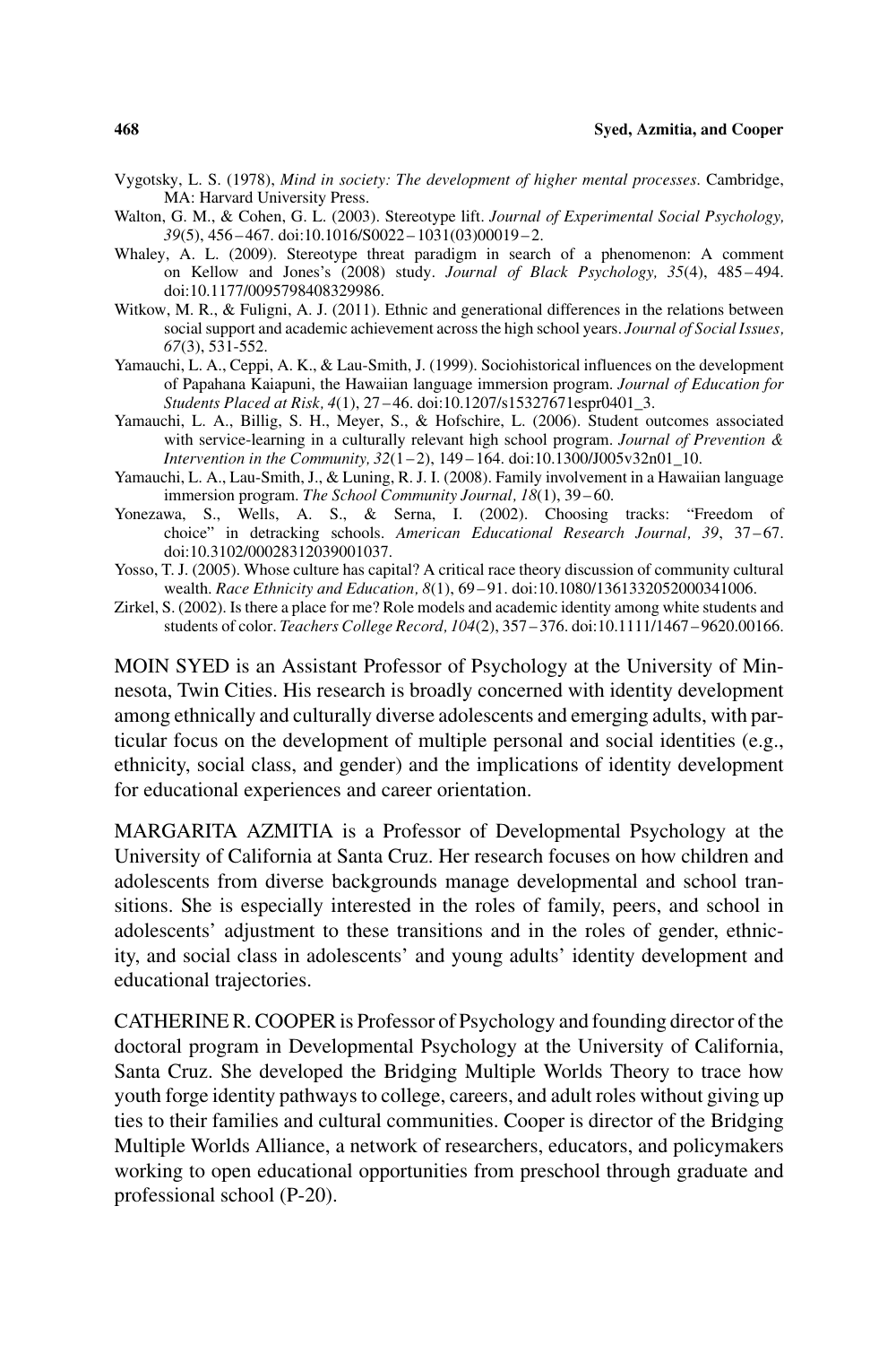Vygotsky, L. S. (1978), *Mind in society: The development of higher mental processes*. Cambridge, MA: Harvard University Press.

Walton, G. M., & Cohen, G. L. (2003). Stereotype lift. *Journal of Experimental Social Psychology, 39*(5), 456 – 467. doi:10.1016/S0022 – 1031(03)00019 – 2.

Whaley, A. L. (2009). Stereotype threat paradigm in search of a phenomenon: A comment on Kellow and Jones's (2008) study. *Journal of Black Psychology, 35*(4), 485 – 494. doi:10.1177/0095798408329986.

Witkow, M. R., & Fuligni, A. J. (2011). Ethnic and generational differences in the relations between social support and academic achievement across the high school years. *Journal of Social Issues, 67*(3), 531-552.

Yamauchi, L. A., Ceppi, A. K., & Lau-Smith, J. (1999). Sociohistorical influences on the development of Papahana Kaiapuni, the Hawaiian language immersion program. *Journal of Education for Students Placed at Risk, 4*(1), 27 – 46. doi:10.1207/s15327671espr0401_3.

Yamauchi, L. A., Billig, S. H., Meyer, S., & Hofschire, L. (2006). Student outcomes associated with service-learning in a culturally relevant high school program. *Journal of Prevention & Intervention in the Community, 32*(1 – 2), 149 – 164. doi:10.1300/J005v32n01_10.

Yamauchi, L. A., Lau-Smith, J., & Luning, R. J. I. (2008). Family involvement in a Hawaiian language immersion program. *The School Community Journal, 18*(1), 39 – 60.

Yonezawa, S., Wells, A. S., & Serna, I. (2002). Choosing tracks: "Freedom of choice" in detracking schools. *American Educational Research Journal, 39*, 37 – 67. doi:10.3102/00028312039001037.

Yosso, T. J. (2005). Whose culture has capital? A critical race theory discussion of community cultural wealth. *Race Ethnicity and Education, 8*(1), 69 – 91. doi:10.1080/1361332052000341006.

Zirkel, S. (2002). Is there a place for me? Role models and academic identity among white students and students of color. *Teachers College Record, 104*(2), 357 – 376. doi:10.1111/1467 – 9620.00166.

MOIN SYED is an Assistant Professor of Psychology at the University of Minnesota, Twin Cities. His research is broadly concerned with identity development among ethnically and culturally diverse adolescents and emerging adults, with particular focus on the development of multiple personal and social identities (e.g., ethnicity, social class, and gender) and the implications of identity development for educational experiences and career orientation.

MARGARITA AZMITIA is a Professor of Developmental Psychology at the University of California at Santa Cruz. Her research focuses on how children and adolescents from diverse backgrounds manage developmental and school transitions. She is especially interested in the roles of family, peers, and school in adolescents' adjustment to these transitions and in the roles of gender, ethnicity, and social class in adolescents' and young adults' identity development and educational trajectories.

CATHERINE R. COOPER is Professor of Psychology and founding director of the doctoral program in Developmental Psychology at the University of California, Santa Cruz. She developed the Bridging Multiple Worlds Theory to trace how youth forge identity pathways to college, careers, and adult roles without giving up ties to their families and cultural communities. Cooper is director of the Bridging Multiple Worlds Alliance, a network of researchers, educators, and policymakers working to open educational opportunities from preschool through graduate and professional school (P-20).